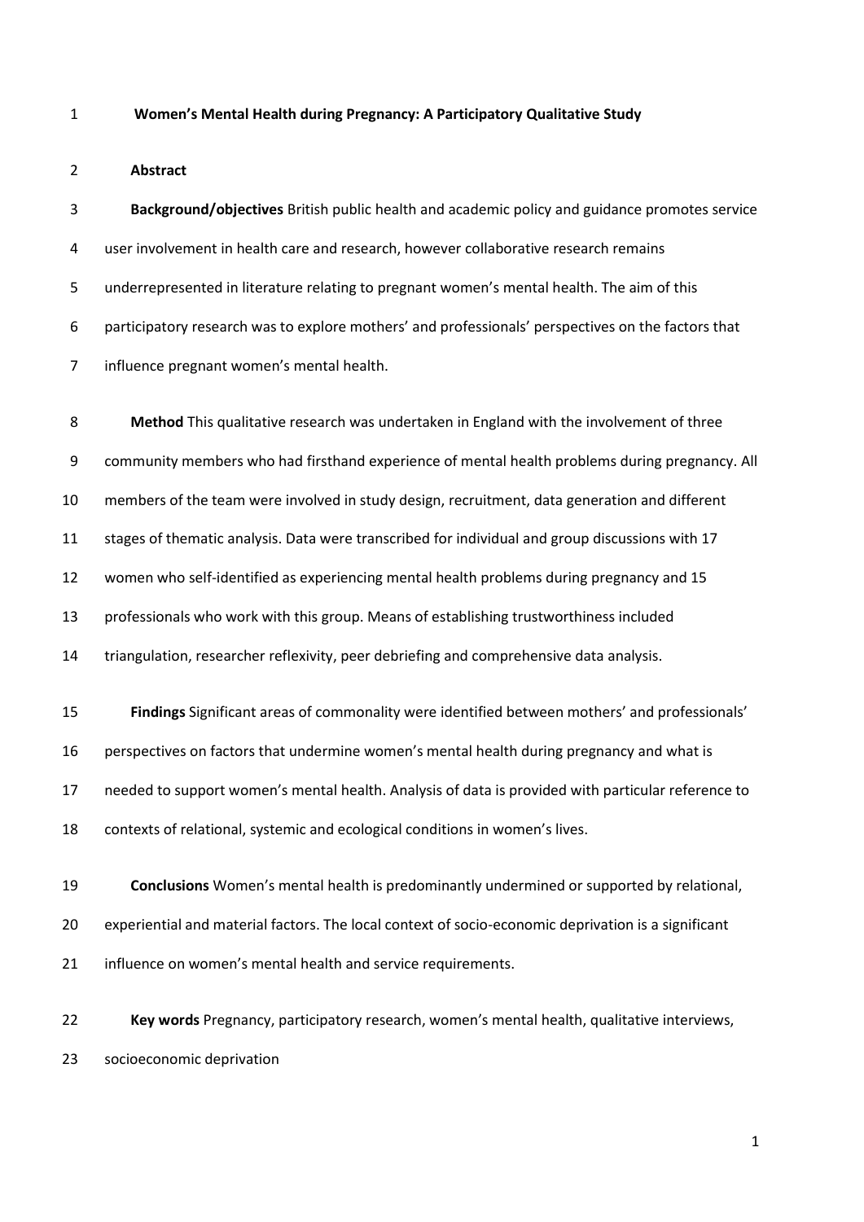# Women's Mental Health during Pregnancy: A Participatory Qualitative Study

## Abstract

**Background/objectives** British public health and academic policy and guidance promotes service user involvement in health care and research, however collaborative research remains underrepresented in literature relating to pregnant women's mental health. The aim of this participatory research was to explore mothers' and professionals' perspectives on the factors that influence pregnant women's mental health.

**Method** This qualitative research was undertaken in England with the involvement of three community members who had firsthand experience of mental health problems during pregnancy. All members of the team were involved in study design, recruitment, data generation and different stages of thematic analysis. Data were transcribed for individual and group discussions with 17 women who self-identified as experiencing mental health problems during pregnancy and 15 professionals who work with this group. Means of establishing trustworthiness included triangulation, researcher reflexivity, peer debriefing and comprehensive data analysis.

**Findings** Significant areas of commonality were identified between mothers' and professionals' perspectives on factors that undermine women's mental health during pregnancy and what is needed to support women's mental health. Analysis of data is provided with particular reference to contexts of relational, systemic and ecological conditions in women's lives.

**Conclusions** Women's mental health is predominantly undermined or supported by relational, experiential and material factors. The local context of socio-economic deprivation is a significant influence on women's mental health and service requirements.

**Key words** Pregnancy, participatory research, women's mental health, qualitative interviews, socioeconomic deprivation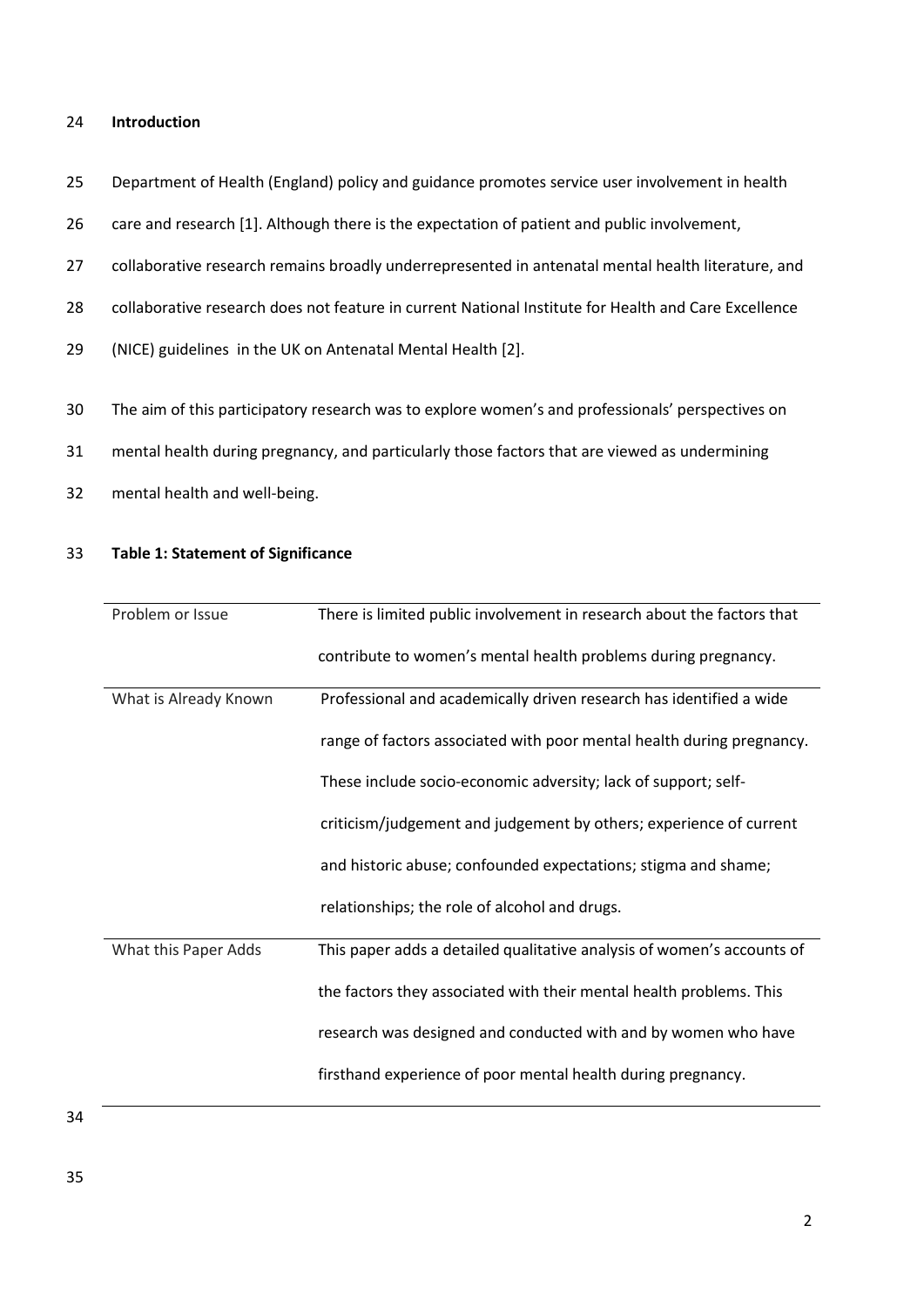## Introduction

Department of Health (England) policy and guidance promotes service user involvement in health care and research [1]. Although there is the expectation of patient and public involvement, collaborative research remains broadly underrepresented in antenatal mental health literature, and collaborative research does not feature in current National Institute for Health and Care Excellence (NICE) guidelines in the UK on Antenatal Mental Health [2].

The aim of this participatory research was to explore women's and professionals' perspectives on mental health during pregnancy, and particularly those factors that are viewed as undermining mental health and well-being.

**Table 1: Statement of Significance**

| | |
|---|---|
| Problem or Issue | There is limited public involvement in research about the factors that contribute to women's mental health problems during pregnancy. |
| What is Already Known | Professional and academically driven research has identified a wide range of factors associated with poor mental health during pregnancy. These include socio-economic adversity; lack of support; self-criticism/judgement and judgement by others; experience of current and historic abuse; confounded expectations; stigma and shame; relationships; the role of alcohol and drugs. |
| What this Paper Adds | This paper adds a detailed qualitative analysis of women's accounts of the factors they associated with their mental health problems. This research was designed and conducted with and by women who have firsthand experience of poor mental health during pregnancy. |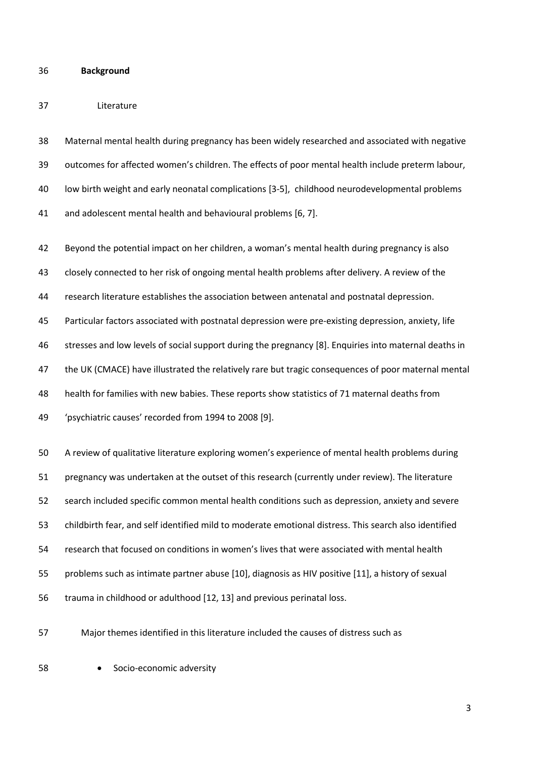## Background

### Literature

Maternal mental health during pregnancy has been widely researched and associated with negative outcomes for affected women's children. The effects of poor mental health include preterm labour, low birth weight and early neonatal complications [3-5], childhood neurodevelopmental problems and adolescent mental health and behavioural problems [6, 7].

Beyond the potential impact on her children, a woman's mental health during pregnancy is also closely connected to her risk of ongoing mental health problems after delivery. A review of the research literature establishes the association between antenatal and postnatal depression. Particular factors associated with postnatal depression were pre-existing depression, anxiety, life stresses and low levels of social support during the pregnancy [8]. Enquiries into maternal deaths in the UK (CMACE) have illustrated the relatively rare but tragic consequences of poor maternal mental health for families with new babies. These reports show statistics of 71 maternal deaths from 'psychiatric causes' recorded from 1994 to 2008 [9].

A review of qualitative literature exploring women's experience of mental health problems during pregnancy was undertaken at the outset of this research (currently under review). The literature search included specific common mental health conditions such as depression, anxiety and severe childbirth fear, and self identified mild to moderate emotional distress. This search also identified research that focused on conditions in women's lives that were associated with mental health problems such as intimate partner abuse [10], diagnosis as HIV positive [11], a history of sexual trauma in childhood or adulthood [12, 13] and previous perinatal loss.

Major themes identified in this literature included the causes of distress such as

- Socio-economic adversity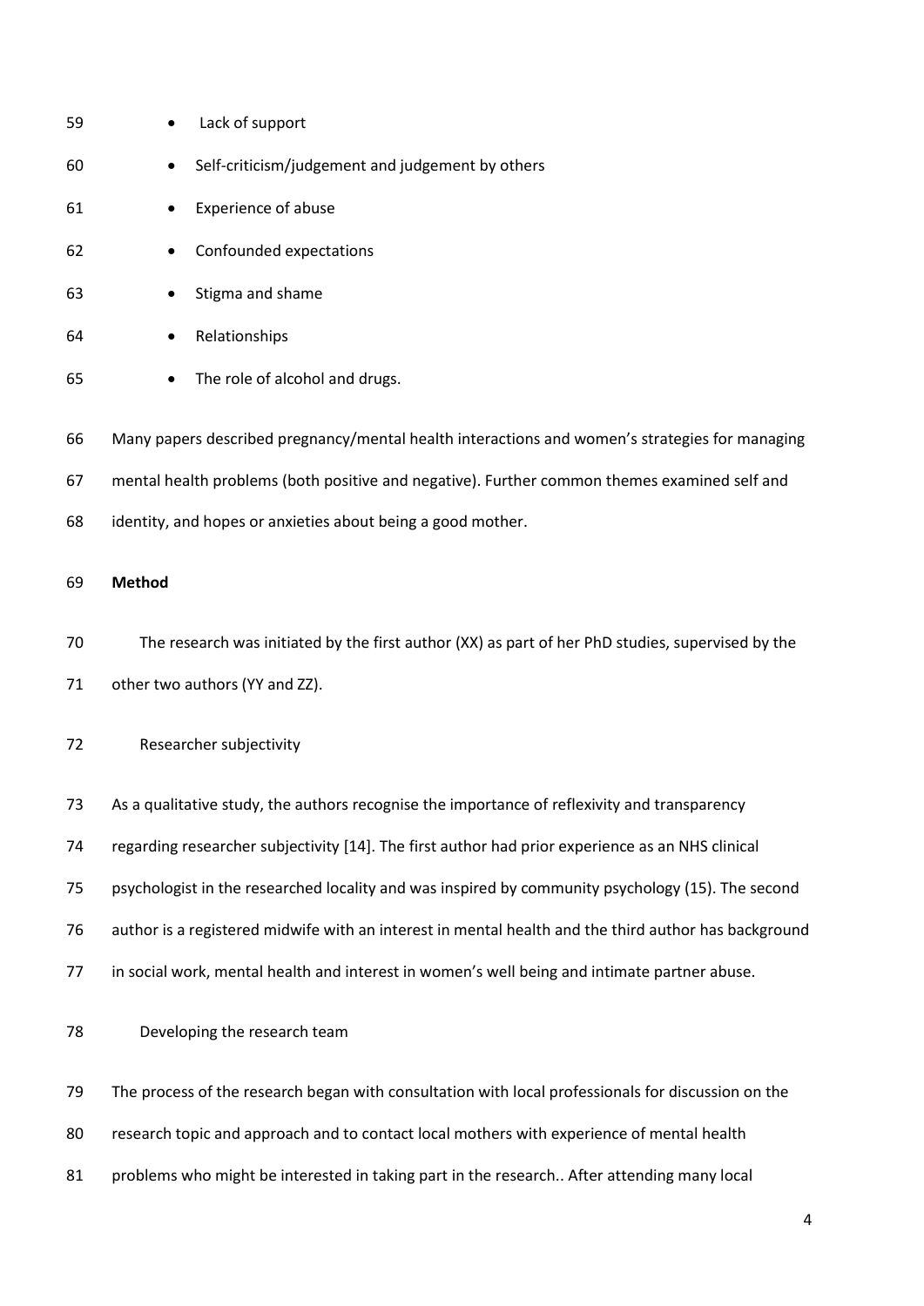- Lack of support
- Self-criticism/judgement and judgement by others
- Experience of abuse
- Confounded expectations
- Stigma and shame
- Relationships
- The role of alcohol and drugs.

Many papers described pregnancy/mental health interactions and women's strategies for managing mental health problems (both positive and negative). Further common themes examined self and identity, and hopes or anxieties about being a good mother.

## Method

The research was initiated by the first author (XX) as part of her PhD studies, supervised by the other two authors (YY and ZZ).

### Researcher subjectivity

As a qualitative study, the authors recognise the importance of reflexivity and transparency regarding researcher subjectivity [14]. The first author had prior experience as an NHS clinical psychologist in the researched locality and was inspired by community psychology (15). The second author is a registered midwife with an interest in mental health and the third author has background in social work, mental health and interest in women's well being and intimate partner abuse.

### Developing the research team

The process of the research began with consultation with local professionals for discussion on the research topic and approach and to contact local mothers with experience of mental health problems who might be interested in taking part in the research.. After attending many local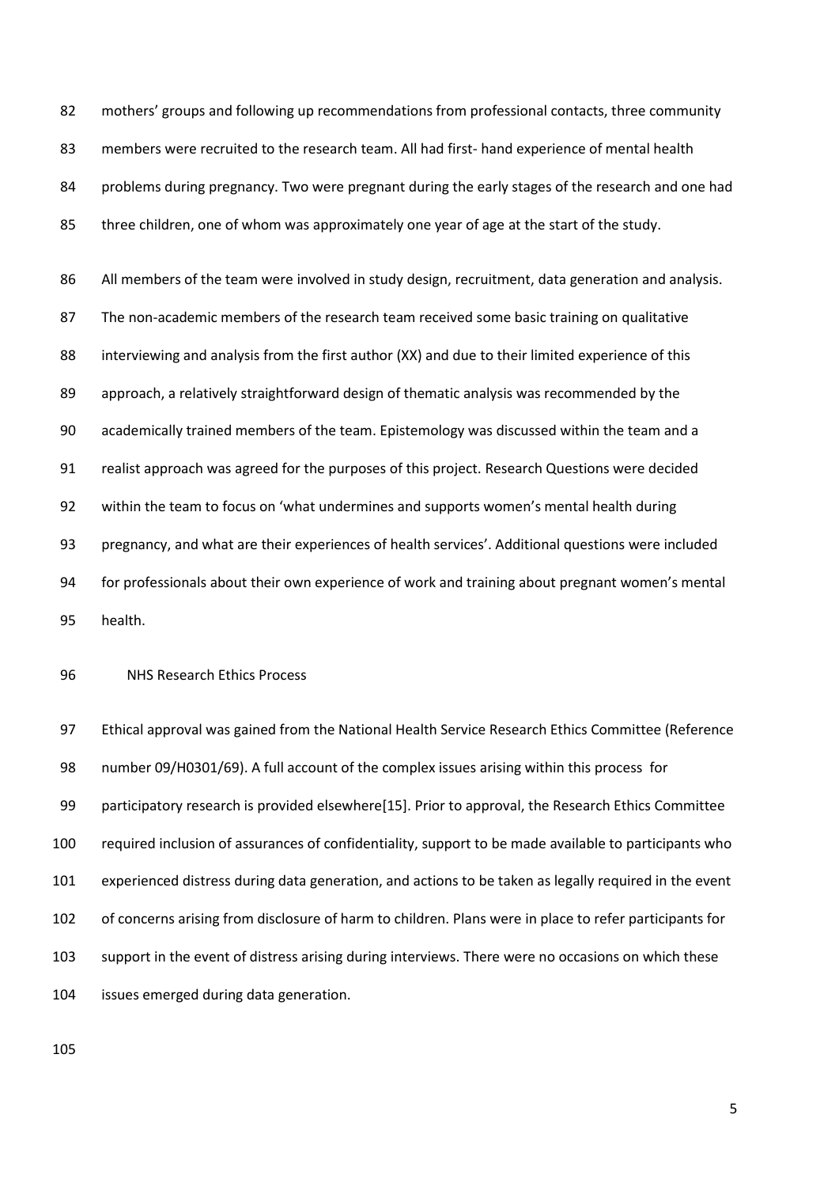mothers' groups and following up recommendations from professional contacts, three community members were recruited to the research team. All had first- hand experience of mental health problems during pregnancy. Two were pregnant during the early stages of the research and one had three children, one of whom was approximately one year of age at the start of the study.

All members of the team were involved in study design, recruitment, data generation and analysis. The non-academic members of the research team received some basic training on qualitative interviewing and analysis from the first author (XX) and due to their limited experience of this approach, a relatively straightforward design of thematic analysis was recommended by the academically trained members of the team. Epistemology was discussed within the team and a realist approach was agreed for the purposes of this project. Research Questions were decided within the team to focus on 'what undermines and supports women's mental health during pregnancy, and what are their experiences of health services'. Additional questions were included for professionals about their own experience of work and training about pregnant women's mental health.

## NHS Research Ethics Process

Ethical approval was gained from the National Health Service Research Ethics Committee (Reference number 09/H0301/69). A full account of the complex issues arising within this process for participatory research is provided elsewhere[15]. Prior to approval, the Research Ethics Committee required inclusion of assurances of confidentiality, support to be made available to participants who experienced distress during data generation, and actions to be taken as legally required in the event of concerns arising from disclosure of harm to children. Plans were in place to refer participants for support in the event of distress arising during interviews. There were no occasions on which these issues emerged during data generation.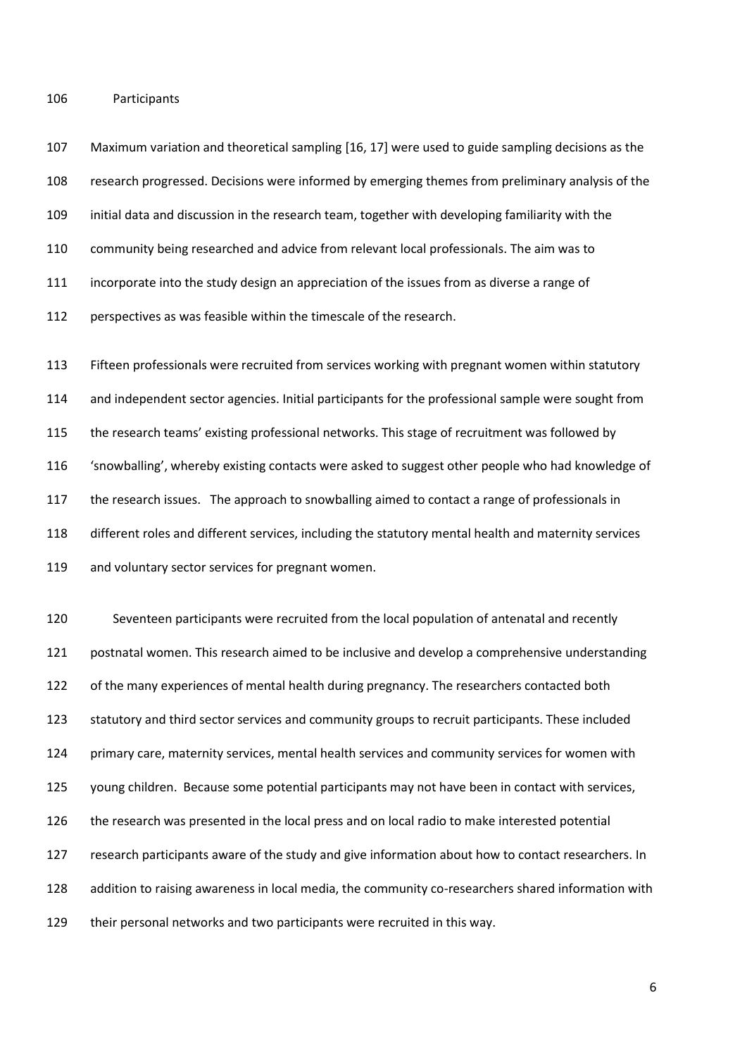## Participants

Maximum variation and theoretical sampling [16, 17] were used to guide sampling decisions as the research progressed. Decisions were informed by emerging themes from preliminary analysis of the initial data and discussion in the research team, together with developing familiarity with the community being researched and advice from relevant local professionals. The aim was to incorporate into the study design an appreciation of the issues from as diverse a range of perspectives as was feasible within the timescale of the research.

Fifteen professionals were recruited from services working with pregnant women within statutory and independent sector agencies. Initial participants for the professional sample were sought from the research teams' existing professional networks. This stage of recruitment was followed by 'snowballing', whereby existing contacts were asked to suggest other people who had knowledge of the research issues. The approach to snowballing aimed to contact a range of professionals in different roles and different services, including the statutory mental health and maternity services and voluntary sector services for pregnant women.

Seventeen participants were recruited from the local population of antenatal and recently postnatal women. This research aimed to be inclusive and develop a comprehensive understanding of the many experiences of mental health during pregnancy. The researchers contacted both statutory and third sector services and community groups to recruit participants. These included primary care, maternity services, mental health services and community services for women with young children. Because some potential participants may not have been in contact with services, the research was presented in the local press and on local radio to make interested potential research participants aware of the study and give information about how to contact researchers. In addition to raising awareness in local media, the community co-researchers shared information with their personal networks and two participants were recruited in this way.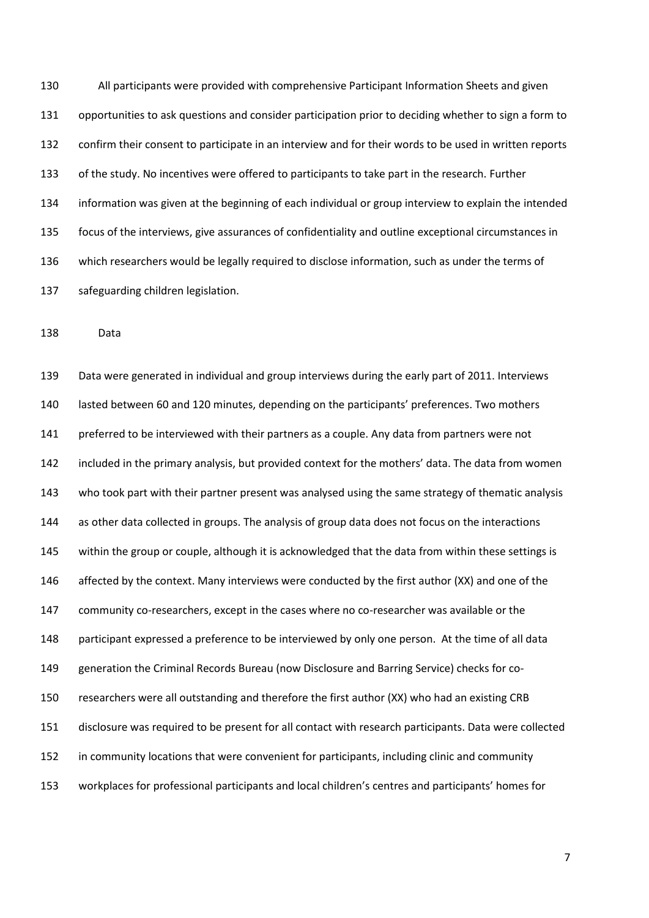All participants were provided with comprehensive Participant Information Sheets and given opportunities to ask questions and consider participation prior to deciding whether to sign a form to confirm their consent to participate in an interview and for their words to be used in written reports of the study. No incentives were offered to participants to take part in the research. Further information was given at the beginning of each individual or group interview to explain the intended focus of the interviews, give assurances of confidentiality and outline exceptional circumstances in which researchers would be legally required to disclose information, such as under the terms of safeguarding children legislation.

## Data

Data were generated in individual and group interviews during the early part of 2011. Interviews lasted between 60 and 120 minutes, depending on the participants' preferences. Two mothers preferred to be interviewed with their partners as a couple. Any data from partners were not included in the primary analysis, but provided context for the mothers' data. The data from women who took part with their partner present was analysed using the same strategy of thematic analysis as other data collected in groups. The analysis of group data does not focus on the interactions within the group or couple, although it is acknowledged that the data from within these settings is affected by the context. Many interviews were conducted by the first author (XX) and one of the community co-researchers, except in the cases where no co-researcher was available or the participant expressed a preference to be interviewed by only one person. At the time of all data generation the Criminal Records Bureau (now Disclosure and Barring Service) checks for co-researchers were all outstanding and therefore the first author (XX) who had an existing CRB disclosure was required to be present for all contact with research participants. Data were collected in community locations that were convenient for participants, including clinic and community workplaces for professional participants and local children's centres and participants' homes for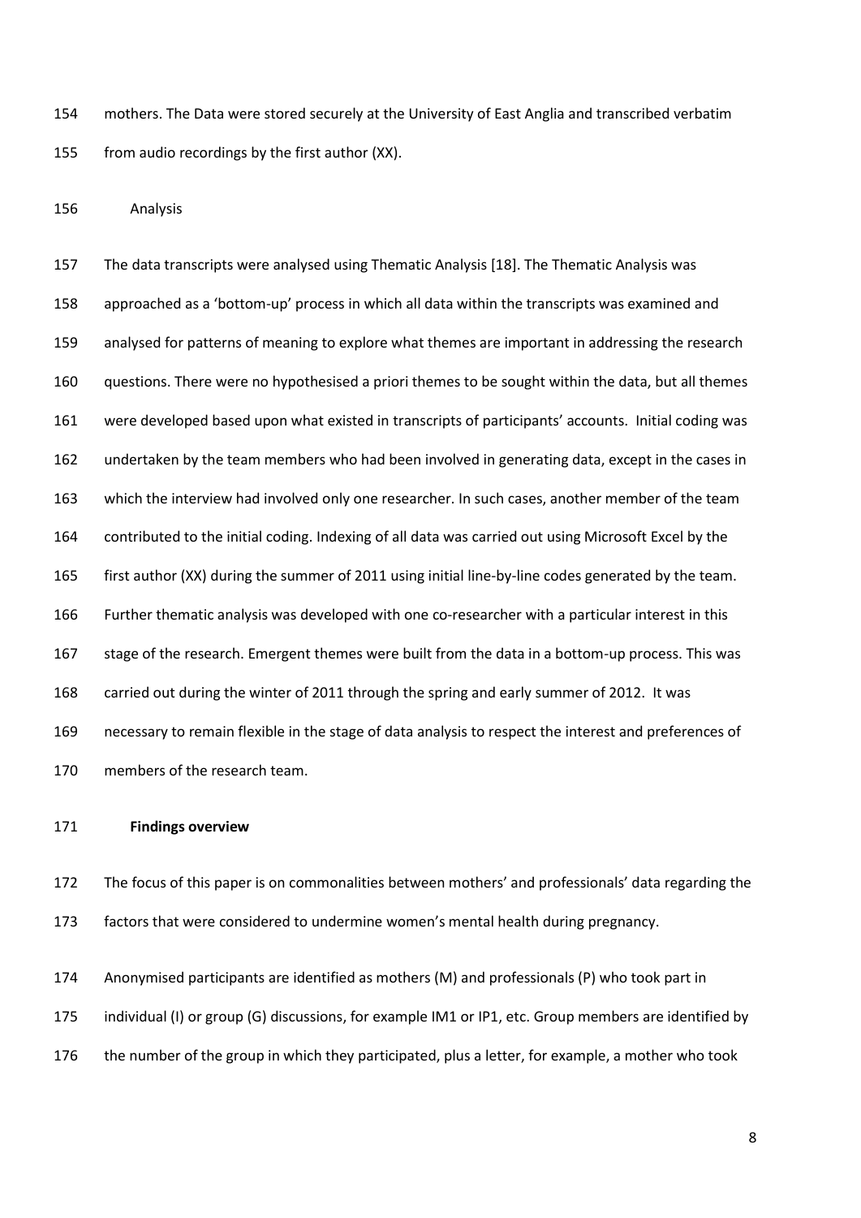mothers. The Data were stored securely at the University of East Anglia and transcribed verbatim from audio recordings by the first author (XX).

## Analysis

The data transcripts were analysed using Thematic Analysis [18]. The Thematic Analysis was approached as a 'bottom-up' process in which all data within the transcripts was examined and analysed for patterns of meaning to explore what themes are important in addressing the research questions. There were no hypothesised a priori themes to be sought within the data, but all themes were developed based upon what existed in transcripts of participants' accounts. Initial coding was undertaken by the team members who had been involved in generating data, except in the cases in which the interview had involved only one researcher. In such cases, another member of the team contributed to the initial coding. Indexing of all data was carried out using Microsoft Excel by the first author (XX) during the summer of 2011 using initial line-by-line codes generated by the team. Further thematic analysis was developed with one co-researcher with a particular interest in this stage of the research. Emergent themes were built from the data in a bottom-up process. This was carried out during the winter of 2011 through the spring and early summer of 2012. It was necessary to remain flexible in the stage of data analysis to respect the interest and preferences of members of the research team.

## Findings overview

The focus of this paper is on commonalities between mothers' and professionals' data regarding the factors that were considered to undermine women's mental health during pregnancy.

Anonymised participants are identified as mothers (M) and professionals (P) who took part in individual (I) or group (G) discussions, for example IM1 or IP1, etc. Group members are identified by the number of the group in which they participated, plus a letter, for example, a mother who took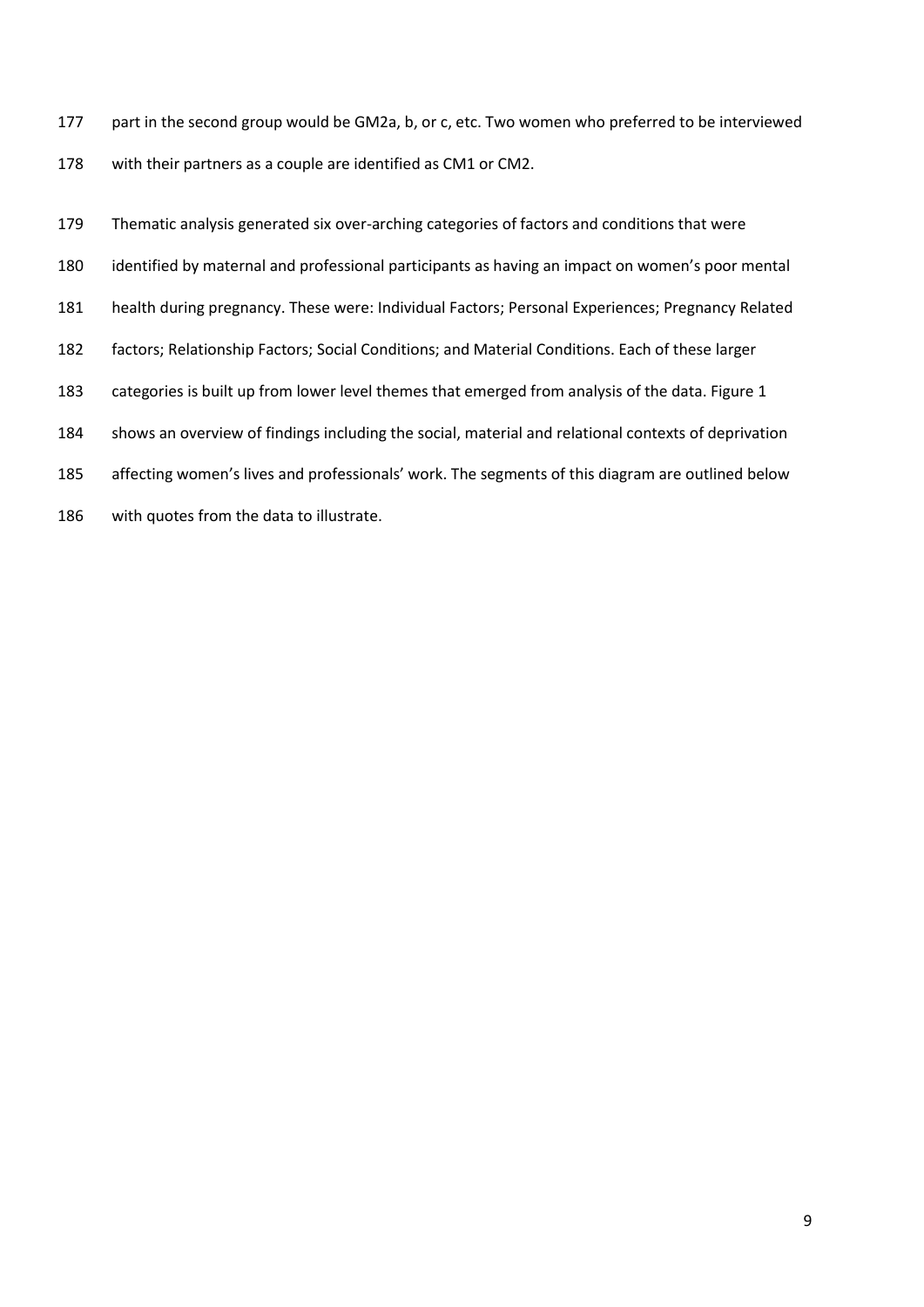part in the second group would be GM2a, b, or c, etc. Two women who preferred to be interviewed with their partners as a couple are identified as CM1 or CM2.

Thematic analysis generated six over-arching categories of factors and conditions that were identified by maternal and professional participants as having an impact on women's poor mental health during pregnancy. These were: Individual Factors; Personal Experiences; Pregnancy Related factors; Relationship Factors; Social Conditions; and Material Conditions. Each of these larger categories is built up from lower level themes that emerged from analysis of the data. Figure 1 shows an overview of findings including the social, material and relational contexts of deprivation affecting women's lives and professionals' work. The segments of this diagram are outlined below with quotes from the data to illustrate.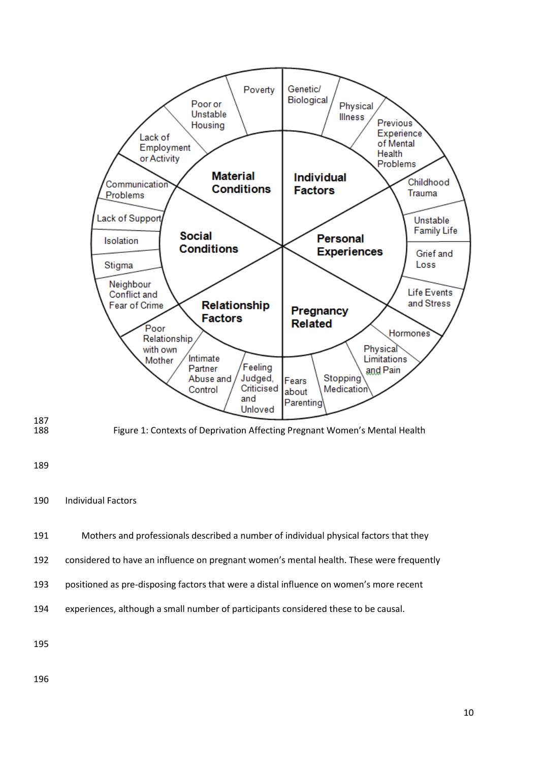Figure 1: Contexts of Deprivation Affecting Pregnant Women's Mental Health

## Individual Factors

Mothers and professionals described a number of individual physical factors that they considered to have an influence on pregnant women's mental health. These were frequently positioned as pre-disposing factors that were a distal influence on women's more recent experiences, although a small number of participants considered these to be causal.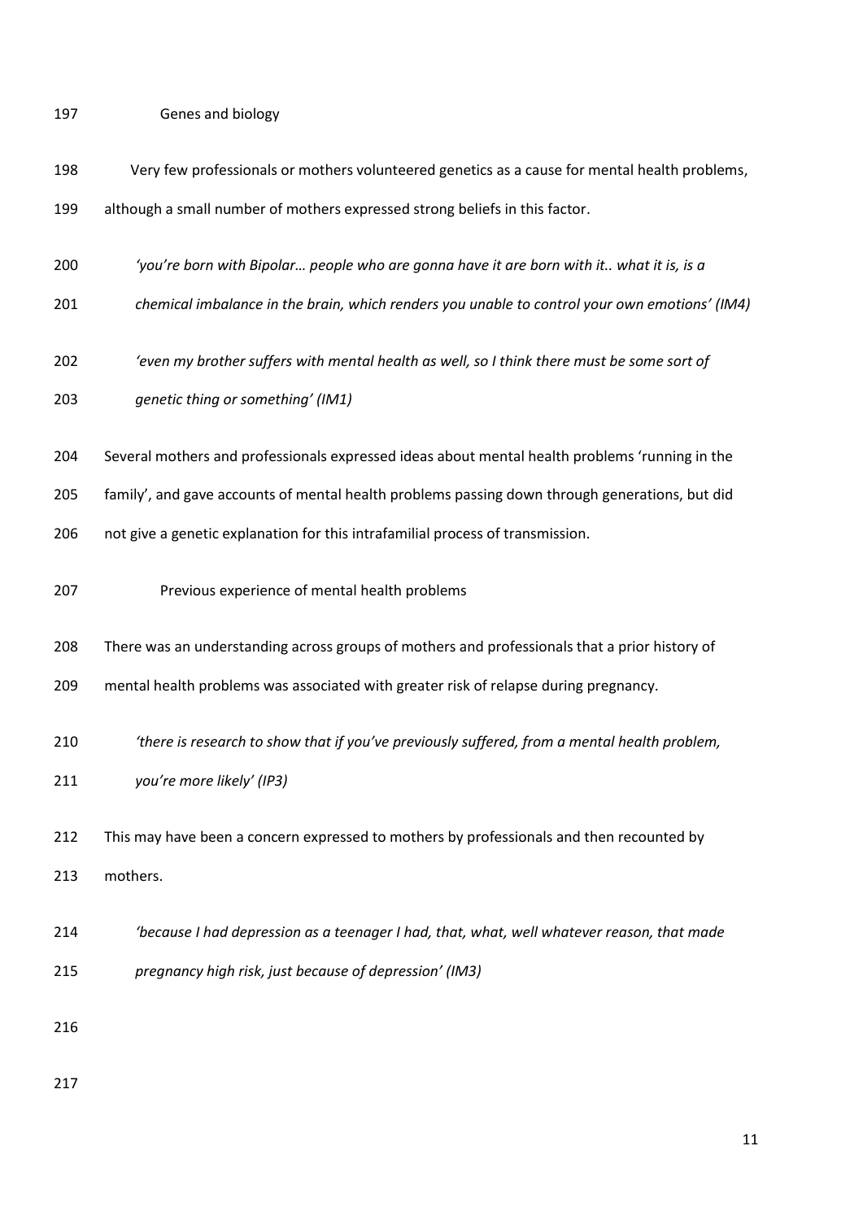### Genes and biology

Very few professionals or mothers volunteered genetics as a cause for mental health problems, although a small number of mothers expressed strong beliefs in this factor.

> *'you're born with Bipolar… people who are gonna have it are born with it.. what it is, is a chemical imbalance in the brain, which renders you unable to control your own emotions' (IM4)*

> *'even my brother suffers with mental health as well, so I think there must be some sort of genetic thing or something' (IM1)*

Several mothers and professionals expressed ideas about mental health problems 'running in the family', and gave accounts of mental health problems passing down through generations, but did not give a genetic explanation for this intrafamilial process of transmission.

### Previous experience of mental health problems

There was an understanding across groups of mothers and professionals that a prior history of mental health problems was associated with greater risk of relapse during pregnancy.

> *'there is research to show that if you've previously suffered, from a mental health problem, you're more likely' (IP3)*

This may have been a concern expressed to mothers by professionals and then recounted by mothers.

> *'because I had depression as a teenager I had, that, what, well whatever reason, that made pregnancy high risk, just because of depression' (IM3)*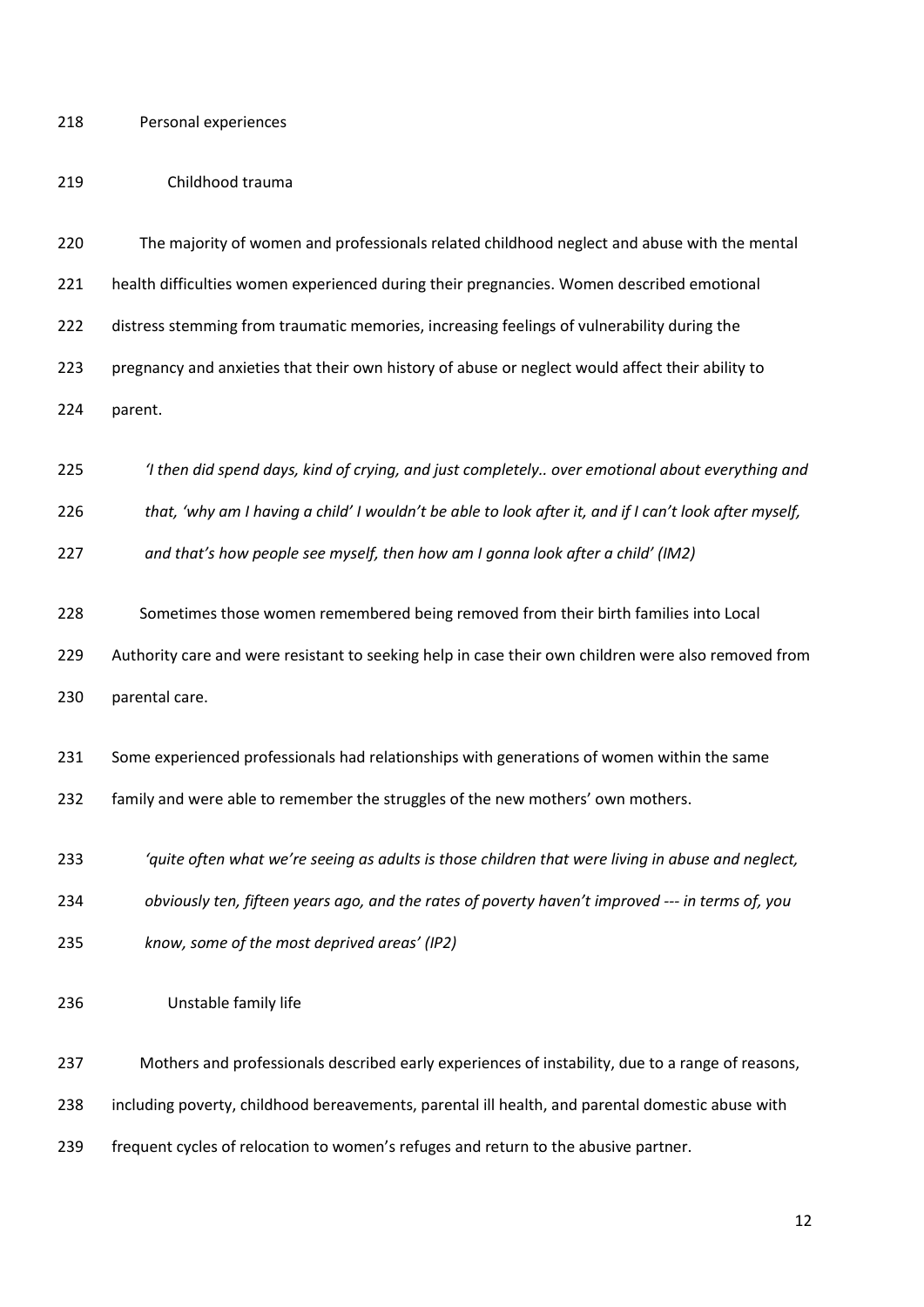## Personal experiences

### Childhood trauma

The majority of women and professionals related childhood neglect and abuse with the mental health difficulties women experienced during their pregnancies. Women described emotional distress stemming from traumatic memories, increasing feelings of vulnerability during the pregnancy and anxieties that their own history of abuse or neglect would affect their ability to parent.

> *'I then did spend days, kind of crying, and just completely.. over emotional about everything and that, 'why am I having a child' I wouldn't be able to look after it, and if I can't look after myself, and that's how people see myself, then how am I gonna look after a child' (IM2)*

Sometimes those women remembered being removed from their birth families into Local Authority care and were resistant to seeking help in case their own children were also removed from parental care.

Some experienced professionals had relationships with generations of women within the same family and were able to remember the struggles of the new mothers' own mothers.

> *'quite often what we're seeing as adults is those children that were living in abuse and neglect, obviously ten, fifteen years ago, and the rates of poverty haven't improved --- in terms of, you know, some of the most deprived areas' (IP2)*

### Unstable family life

Mothers and professionals described early experiences of instability, due to a range of reasons, including poverty, childhood bereavements, parental ill health, and parental domestic abuse with frequent cycles of relocation to women's refuges and return to the abusive partner.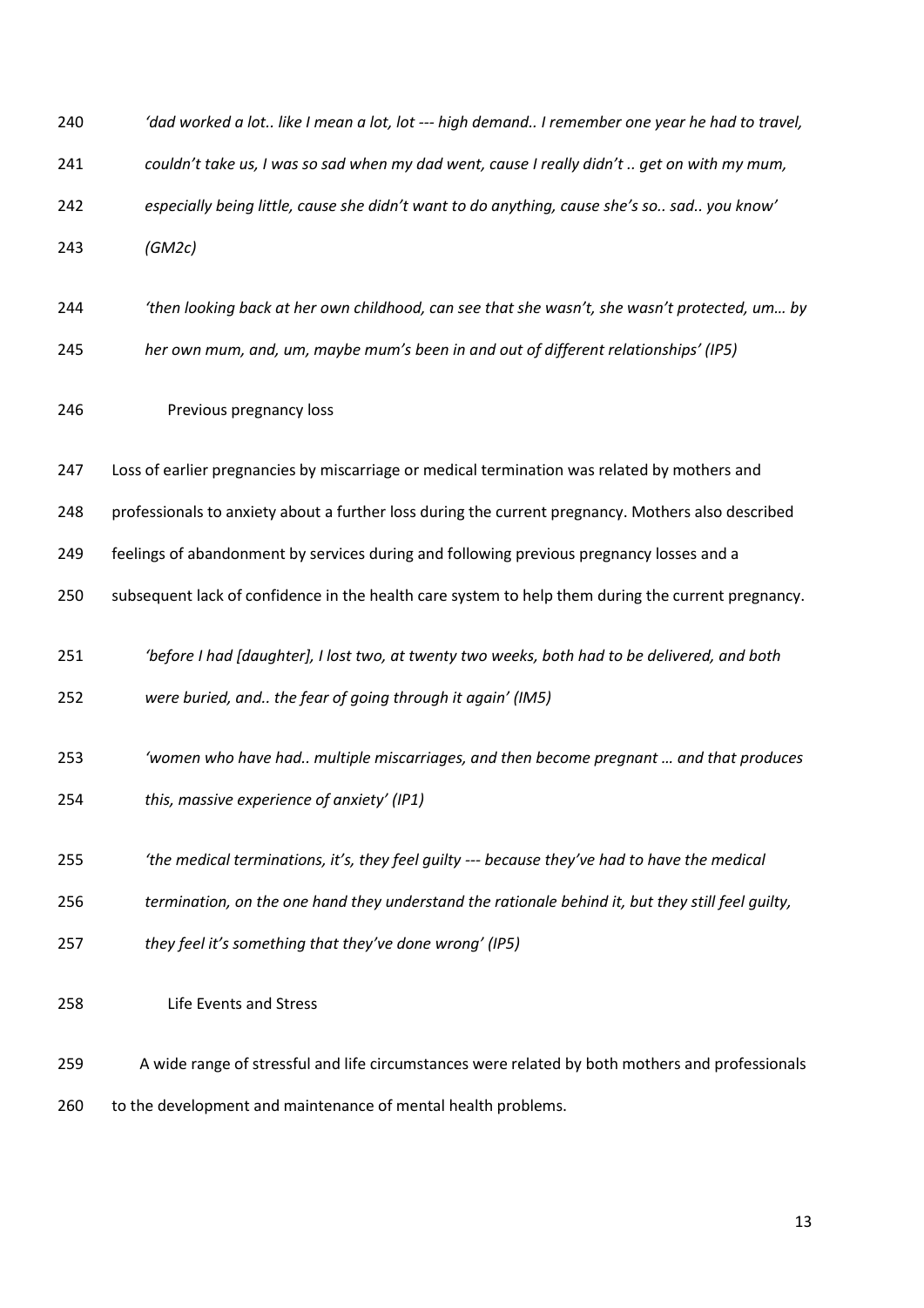*'dad worked a lot.. like I mean a lot, lot --- high demand.. I remember one year he had to travel, couldn't take us, I was so sad when my dad went, cause I really didn't .. get on with my mum, especially being little, cause she didn't want to do anything, cause she's so.. sad.. you know' (GM2c)*

*'then looking back at her own childhood, can see that she wasn't, she wasn't protected, um… by her own mum, and, um, maybe mum's been in and out of different relationships' (IP5)*

### Previous pregnancy loss

Loss of earlier pregnancies by miscarriage or medical termination was related by mothers and professionals to anxiety about a further loss during the current pregnancy. Mothers also described feelings of abandonment by services during and following previous pregnancy losses and a subsequent lack of confidence in the health care system to help them during the current pregnancy.

*'before I had [daughter], I lost two, at twenty two weeks, both had to be delivered, and both were buried, and.. the fear of going through it again' (IM5)*

*'women who have had.. multiple miscarriages, and then become pregnant … and that produces this, massive experience of anxiety' (IP1)*

*'the medical terminations, it's, they feel guilty --- because they've had to have the medical termination, on the one hand they understand the rationale behind it, but they still feel guilty, they feel it's something that they've done wrong' (IP5)*

### Life Events and Stress

A wide range of stressful and life circumstances were related by both mothers and professionals to the development and maintenance of mental health problems.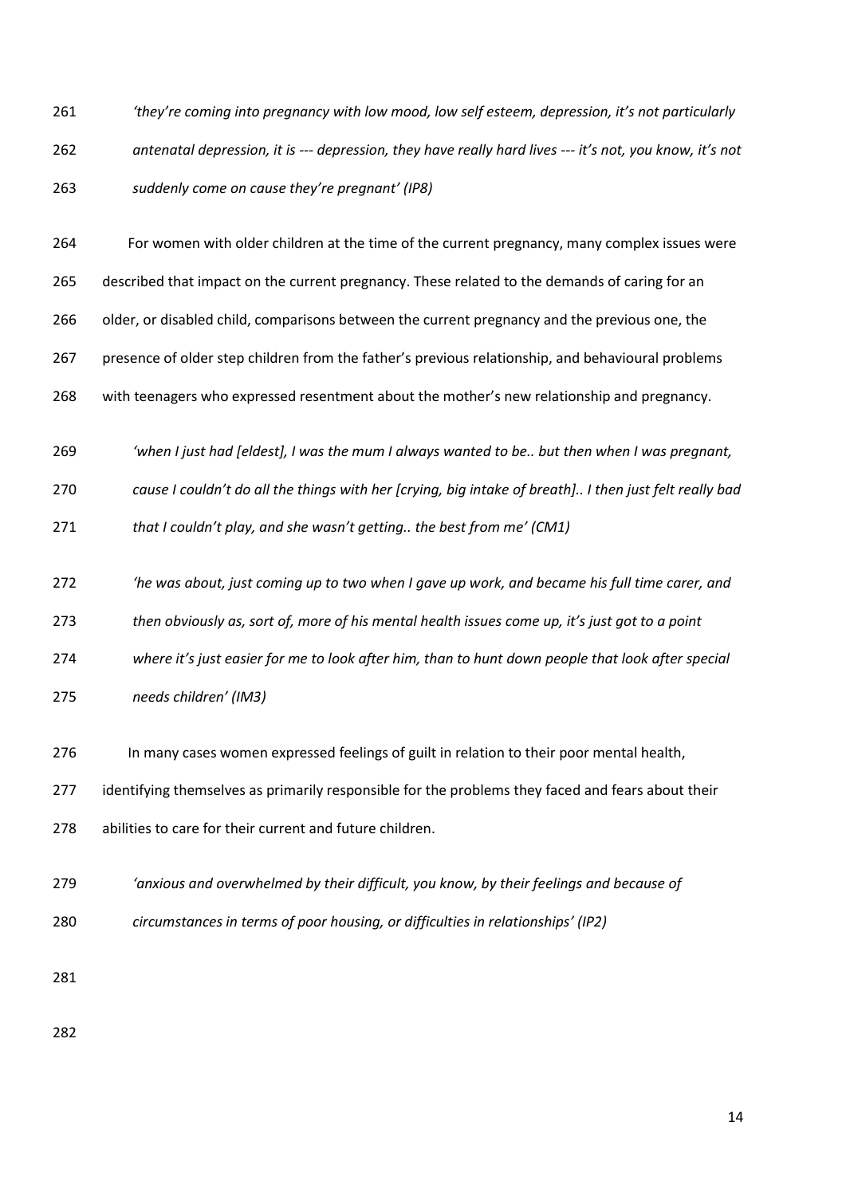*'they're coming into pregnancy with low mood, low self esteem, depression, it's not particularly antenatal depression, it is --- depression, they have really hard lives --- it's not, you know, it's not suddenly come on cause they're pregnant' (IP8)*

For women with older children at the time of the current pregnancy, many complex issues were described that impact on the current pregnancy. These related to the demands of caring for an older, or disabled child, comparisons between the current pregnancy and the previous one, the presence of older step children from the father's previous relationship, and behavioural problems with teenagers who expressed resentment about the mother's new relationship and pregnancy.

*'when I just had [eldest], I was the mum I always wanted to be.. but then when I was pregnant, cause I couldn't do all the things with her [crying, big intake of breath].. I then just felt really bad that I couldn't play, and she wasn't getting.. the best from me' (CM1)*

*'he was about, just coming up to two when I gave up work, and became his full time carer, and then obviously as, sort of, more of his mental health issues come up, it's just got to a point where it's just easier for me to look after him, than to hunt down people that look after special needs children' (IM3)*

In many cases women expressed feelings of guilt in relation to their poor mental health, identifying themselves as primarily responsible for the problems they faced and fears about their abilities to care for their current and future children.

*'anxious and overwhelmed by their difficult, you know, by their feelings and because of circumstances in terms of poor housing, or difficulties in relationships' (IP2)*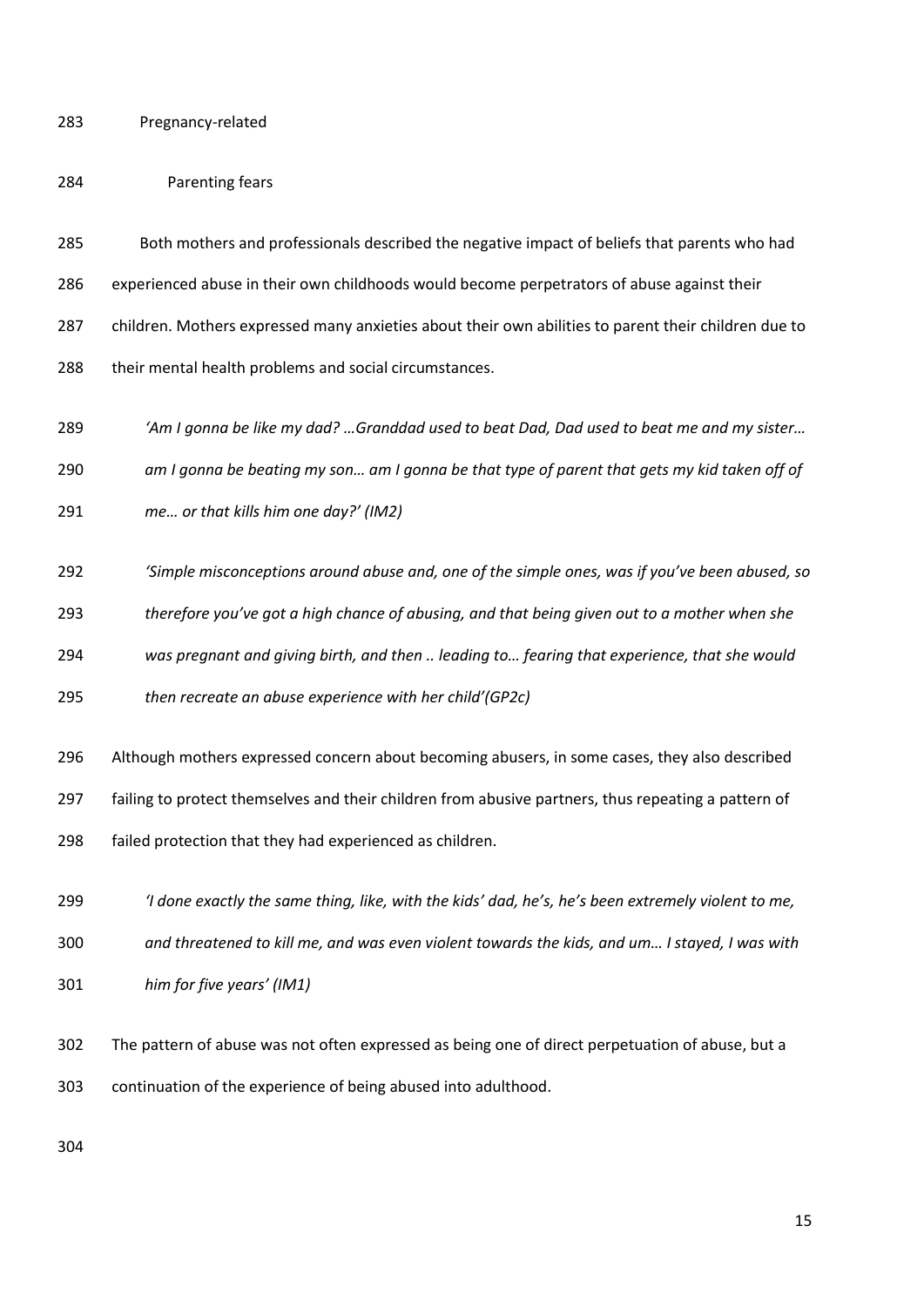### Pregnancy-related

#### Parenting fears

Both mothers and professionals described the negative impact of beliefs that parents who had experienced abuse in their own childhoods would become perpetrators of abuse against their children. Mothers expressed many anxieties about their own abilities to parent their children due to their mental health problems and social circumstances.

> *'Am I gonna be like my dad? …Granddad used to beat Dad, Dad used to beat me and my sister… am I gonna be beating my son… am I gonna be that type of parent that gets my kid taken off of me… or that kills him one day?' (IM2)*

> *'Simple misconceptions around abuse and, one of the simple ones, was if you've been abused, so therefore you've got a high chance of abusing, and that being given out to a mother when she was pregnant and giving birth, and then .. leading to… fearing that experience, that she would then recreate an abuse experience with her child'(GP2c)*

Although mothers expressed concern about becoming abusers, in some cases, they also described failing to protect themselves and their children from abusive partners, thus repeating a pattern of failed protection that they had experienced as children.

> *'I done exactly the same thing, like, with the kids' dad, he's, he's been extremely violent to me, and threatened to kill me, and was even violent towards the kids, and um… I stayed, I was with him for five years' (IM1)*

The pattern of abuse was not often expressed as being one of direct perpetuation of abuse, but a continuation of the experience of being abused into adulthood.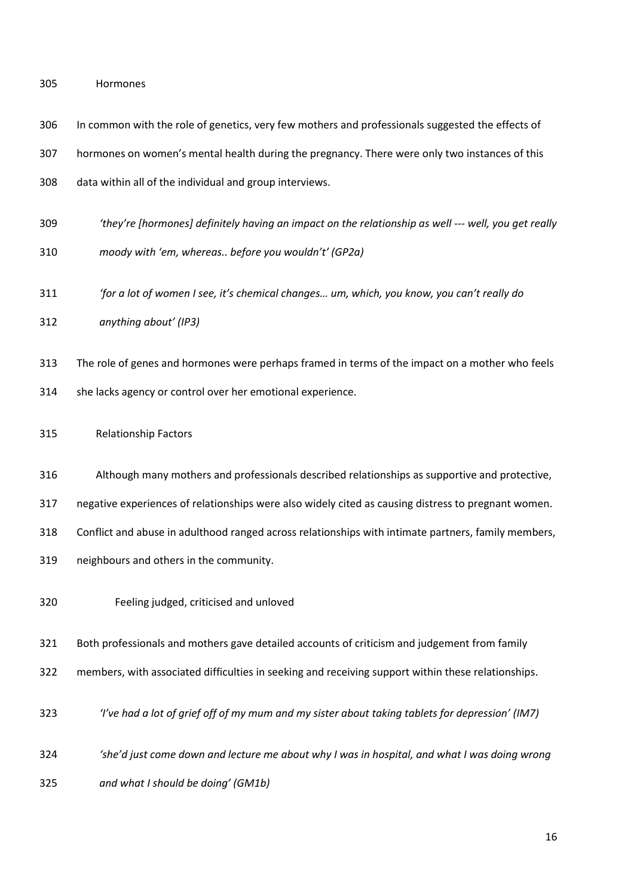### Hormones

In common with the role of genetics, very few mothers and professionals suggested the effects of hormones on women's mental health during the pregnancy. There were only two instances of this data within all of the individual and group interviews.

> *'they're [hormones] definitely having an impact on the relationship as well --- well, you get really moody with 'em, whereas.. before you wouldn't' (GP2a)*

> *'for a lot of women I see, it's chemical changes… um, which, you know, you can't really do anything about' (IP3)*

The role of genes and hormones were perhaps framed in terms of the impact on a mother who feels she lacks agency or control over her emotional experience.

### Relationship Factors

Although many mothers and professionals described relationships as supportive and protective, negative experiences of relationships were also widely cited as causing distress to pregnant women. Conflict and abuse in adulthood ranged across relationships with intimate partners, family members, neighbours and others in the community.

#### Feeling judged, criticised and unloved

Both professionals and mothers gave detailed accounts of criticism and judgement from family members, with associated difficulties in seeking and receiving support within these relationships.

> *'I've had a lot of grief off of my mum and my sister about taking tablets for depression' (IM7)*

> *'she'd just come down and lecture me about why I was in hospital, and what I was doing wrong and what I should be doing' (GM1b)*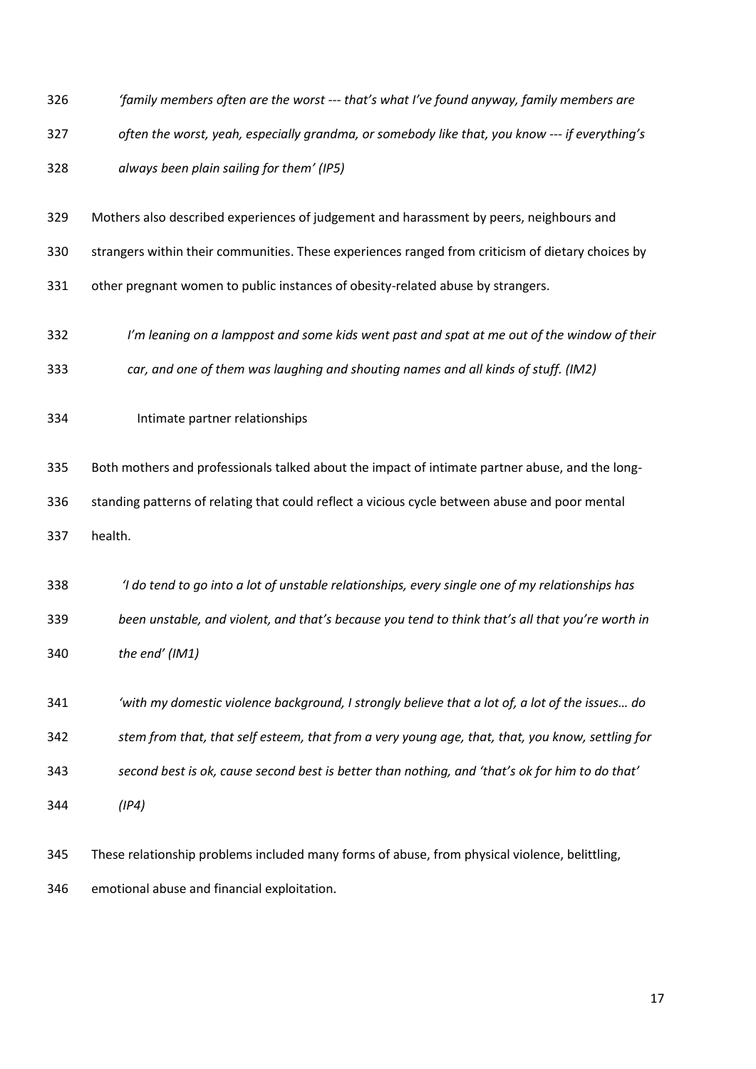*'family members often are the worst --- that's what I've found anyway, family members are often the worst, yeah, especially grandma, or somebody like that, you know --- if everything's always been plain sailing for them' (IP5)*

Mothers also described experiences of judgement and harassment by peers, neighbours and strangers within their communities. These experiences ranged from criticism of dietary choices by other pregnant women to public instances of obesity-related abuse by strangers.

*I'm leaning on a lamppost and some kids went past and spat at me out of the window of their car, and one of them was laughing and shouting names and all kinds of stuff. (IM2)*

### Intimate partner relationships

Both mothers and professionals talked about the impact of intimate partner abuse, and the long-standing patterns of relating that could reflect a vicious cycle between abuse and poor mental health.

*'I do tend to go into a lot of unstable relationships, every single one of my relationships has been unstable, and violent, and that's because you tend to think that's all that you're worth in the end' (IM1)*

*'with my domestic violence background, I strongly believe that a lot of, a lot of the issues… do stem from that, that self esteem, that from a very young age, that, that, you know, settling for second best is ok, cause second best is better than nothing, and 'that's ok for him to do that' (IP4)*

These relationship problems included many forms of abuse, from physical violence, belittling, emotional abuse and financial exploitation.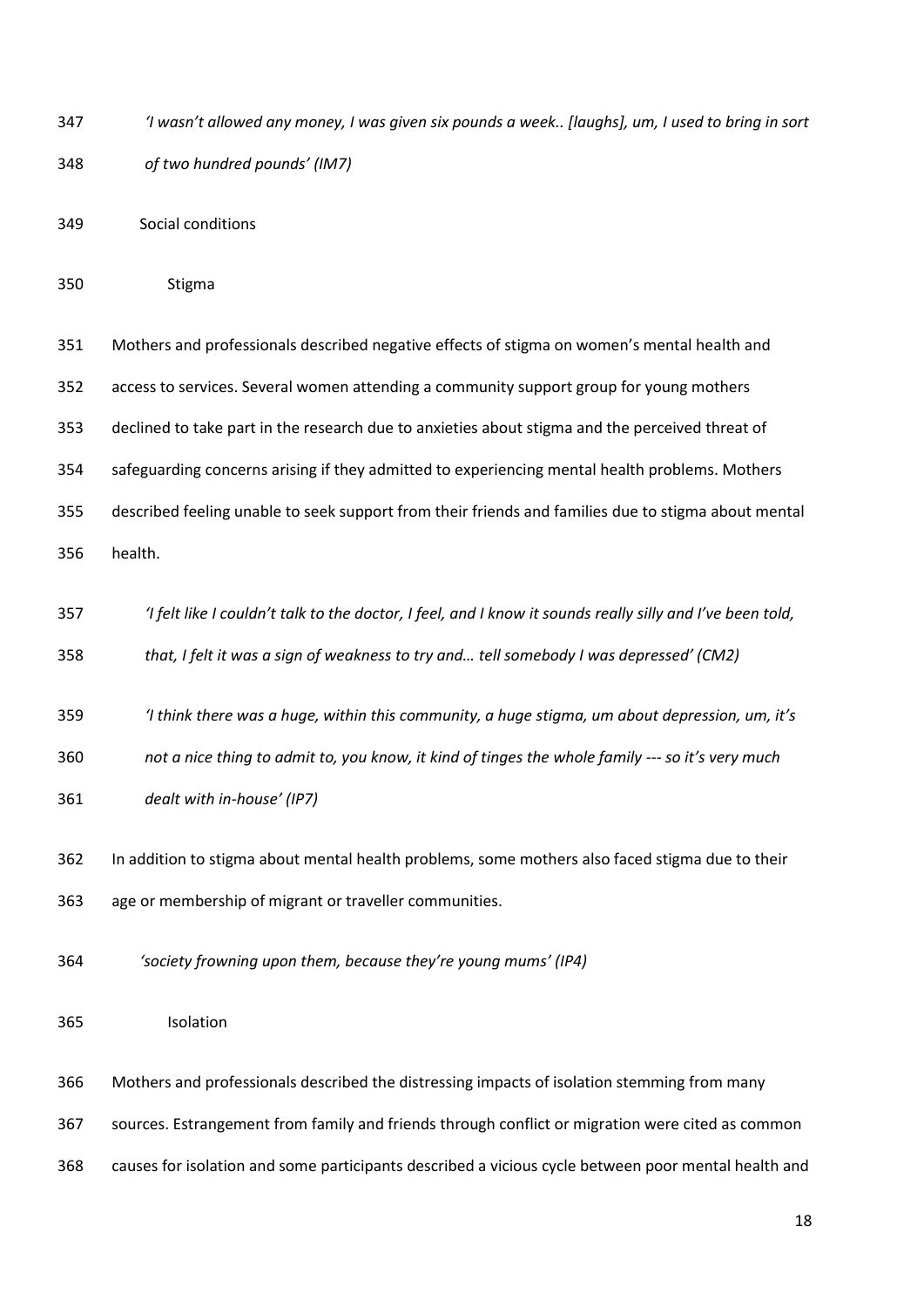*'I wasn't allowed any money, I was given six pounds a week.. [laughs], um, I used to bring in sort of two hundred pounds' (IM7)*

### Social conditions

#### Stigma

Mothers and professionals described negative effects of stigma on women's mental health and access to services. Several women attending a community support group for young mothers declined to take part in the research due to anxieties about stigma and the perceived threat of safeguarding concerns arising if they admitted to experiencing mental health problems. Mothers described feeling unable to seek support from their friends and families due to stigma about mental health.

*'I felt like I couldn't talk to the doctor, I feel, and I know it sounds really silly and I've been told, that, I felt it was a sign of weakness to try and… tell somebody I was depressed' (CM2)*

*'I think there was a huge, within this community, a huge stigma, um about depression, um, it's not a nice thing to admit to, you know, it kind of tinges the whole family --- so it's very much dealt with in-house' (IP7)*

In addition to stigma about mental health problems, some mothers also faced stigma due to their age or membership of migrant or traveller communities.

*'society frowning upon them, because they're young mums' (IP4)*

#### Isolation

Mothers and professionals described the distressing impacts of isolation stemming from many sources. Estrangement from family and friends through conflict or migration were cited as common causes for isolation and some participants described a vicious cycle between poor mental health and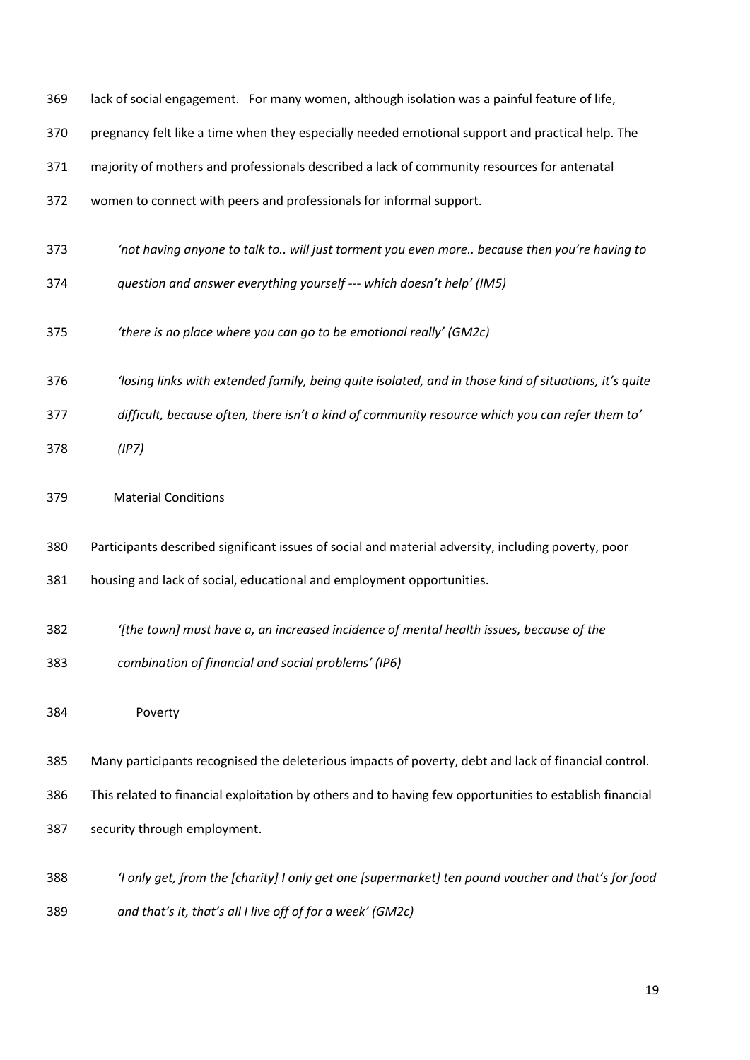lack of social engagement. For many women, although isolation was a painful feature of life, pregnancy felt like a time when they especially needed emotional support and practical help. The majority of mothers and professionals described a lack of community resources for antenatal women to connect with peers and professionals for informal support.

> *'not having anyone to talk to.. will just torment you even more.. because then you're having to question and answer everything yourself --- which doesn't help' (IM5)*

> *'there is no place where you can go to be emotional really' (GM2c)*

> *'losing links with extended family, being quite isolated, and in those kind of situations, it's quite difficult, because often, there isn't a kind of community resource which you can refer them to' (IP7)*

### Material Conditions

Participants described significant issues of social and material adversity, including poverty, poor housing and lack of social, educational and employment opportunities.

> *'[the town] must have a, an increased incidence of mental health issues, because of the combination of financial and social problems' (IP6)*

#### Poverty

Many participants recognised the deleterious impacts of poverty, debt and lack of financial control. This related to financial exploitation by others and to having few opportunities to establish financial security through employment.

> *'I only get, from the [charity] I only get one [supermarket] ten pound voucher and that's for food and that's it, that's all I live off of for a week' (GM2c)*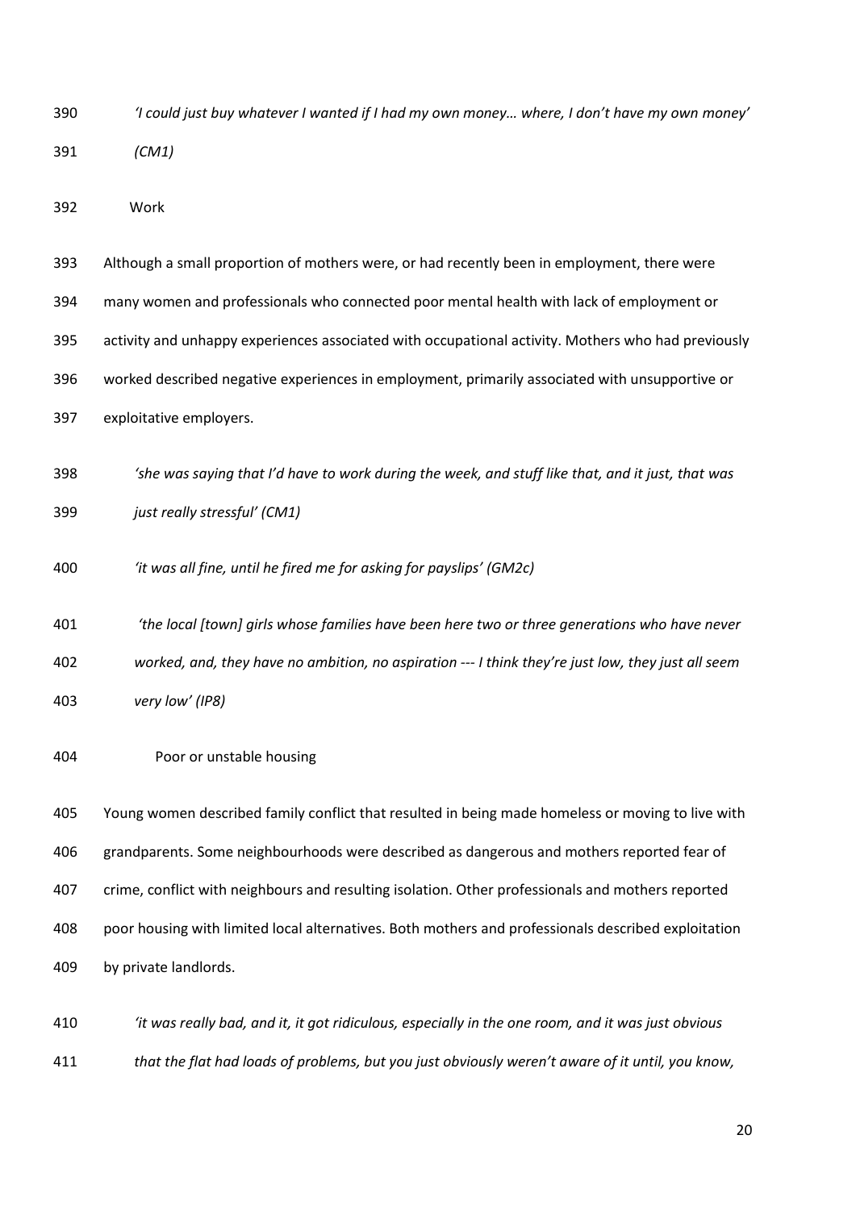*'I could just buy whatever I wanted if I had my own money… where, I don't have my own money' (CM1)*

### Work

Although a small proportion of mothers were, or had recently been in employment, there were many women and professionals who connected poor mental health with lack of employment or activity and unhappy experiences associated with occupational activity. Mothers who had previously worked described negative experiences in employment, primarily associated with unsupportive or exploitative employers.

*'she was saying that I'd have to work during the week, and stuff like that, and it just, that was just really stressful' (CM1)*

*'it was all fine, until he fired me for asking for payslips' (GM2c)*

*'the local [town] girls whose families have been here two or three generations who have never worked, and, they have no ambition, no aspiration --- I think they're just low, they just all seem very low' (IP8)*

### Poor or unstable housing

Young women described family conflict that resulted in being made homeless or moving to live with grandparents. Some neighbourhoods were described as dangerous and mothers reported fear of crime, conflict with neighbours and resulting isolation. Other professionals and mothers reported poor housing with limited local alternatives. Both mothers and professionals described exploitation by private landlords.

*'it was really bad, and it, it got ridiculous, especially in the one room, and it was just obvious that the flat had loads of problems, but you just obviously weren't aware of it until, you know,*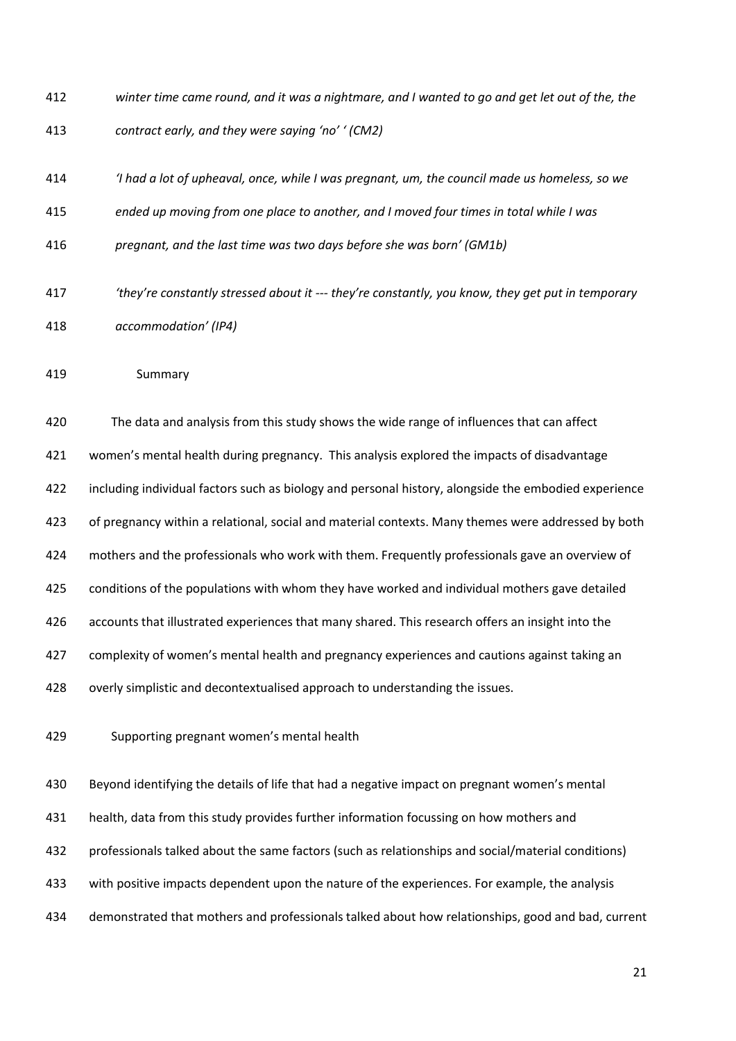*winter time came round, and it was a nightmare, and I wanted to go and get let out of the, the contract early, and they were saying 'no' ' (CM2)*

*'I had a lot of upheaval, once, while I was pregnant, um, the council made us homeless, so we ended up moving from one place to another, and I moved four times in total while I was pregnant, and the last time was two days before she was born' (GM1b)*

*'they're constantly stressed about it --- they're constantly, you know, they get put in temporary accommodation' (IP4)*

### Summary

The data and analysis from this study shows the wide range of influences that can affect women's mental health during pregnancy. This analysis explored the impacts of disadvantage including individual factors such as biology and personal history, alongside the embodied experience of pregnancy within a relational, social and material contexts. Many themes were addressed by both mothers and the professionals who work with them. Frequently professionals gave an overview of conditions of the populations with whom they have worked and individual mothers gave detailed accounts that illustrated experiences that many shared. This research offers an insight into the complexity of women's mental health and pregnancy experiences and cautions against taking an overly simplistic and decontextualised approach to understanding the issues.

### Supporting pregnant women's mental health

Beyond identifying the details of life that had a negative impact on pregnant women's mental health, data from this study provides further information focussing on how mothers and professionals talked about the same factors (such as relationships and social/material conditions) with positive impacts dependent upon the nature of the experiences. For example, the analysis demonstrated that mothers and professionals talked about how relationships, good and bad, current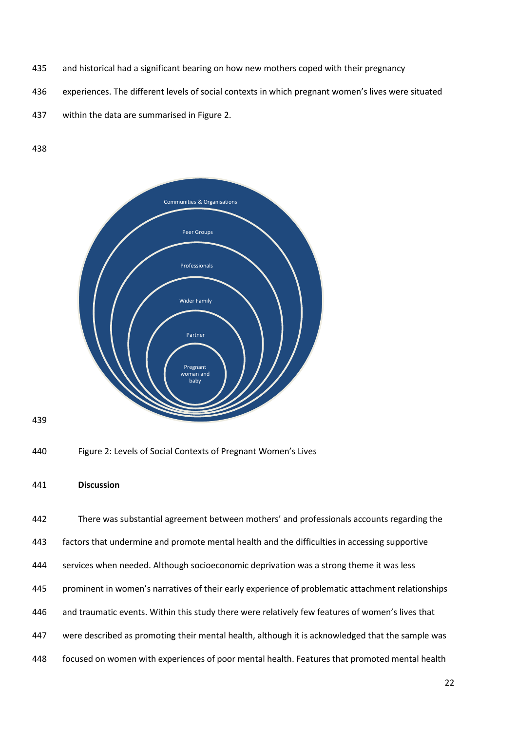and historical had a significant bearing on how new mothers coped with their pregnancy experiences. The different levels of social contexts in which pregnant women's lives were situated within the data are summarised in Figure 2.

Communities & Organisations

Peer Groups

Professionals

Wider Family

Partner

Pregnant woman and baby

Figure 2: Levels of Social Contexts of Pregnant Women's Lives

## Discussion

There was substantial agreement between mothers' and professionals accounts regarding the factors that undermine and promote mental health and the difficulties in accessing supportive services when needed. Although socioeconomic deprivation was a strong theme it was less prominent in women's narratives of their early experience of problematic attachment relationships and traumatic events. Within this study there were relatively few features of women's lives that were described as promoting their mental health, although it is acknowledged that the sample was focused on women with experiences of poor mental health. Features that promoted mental health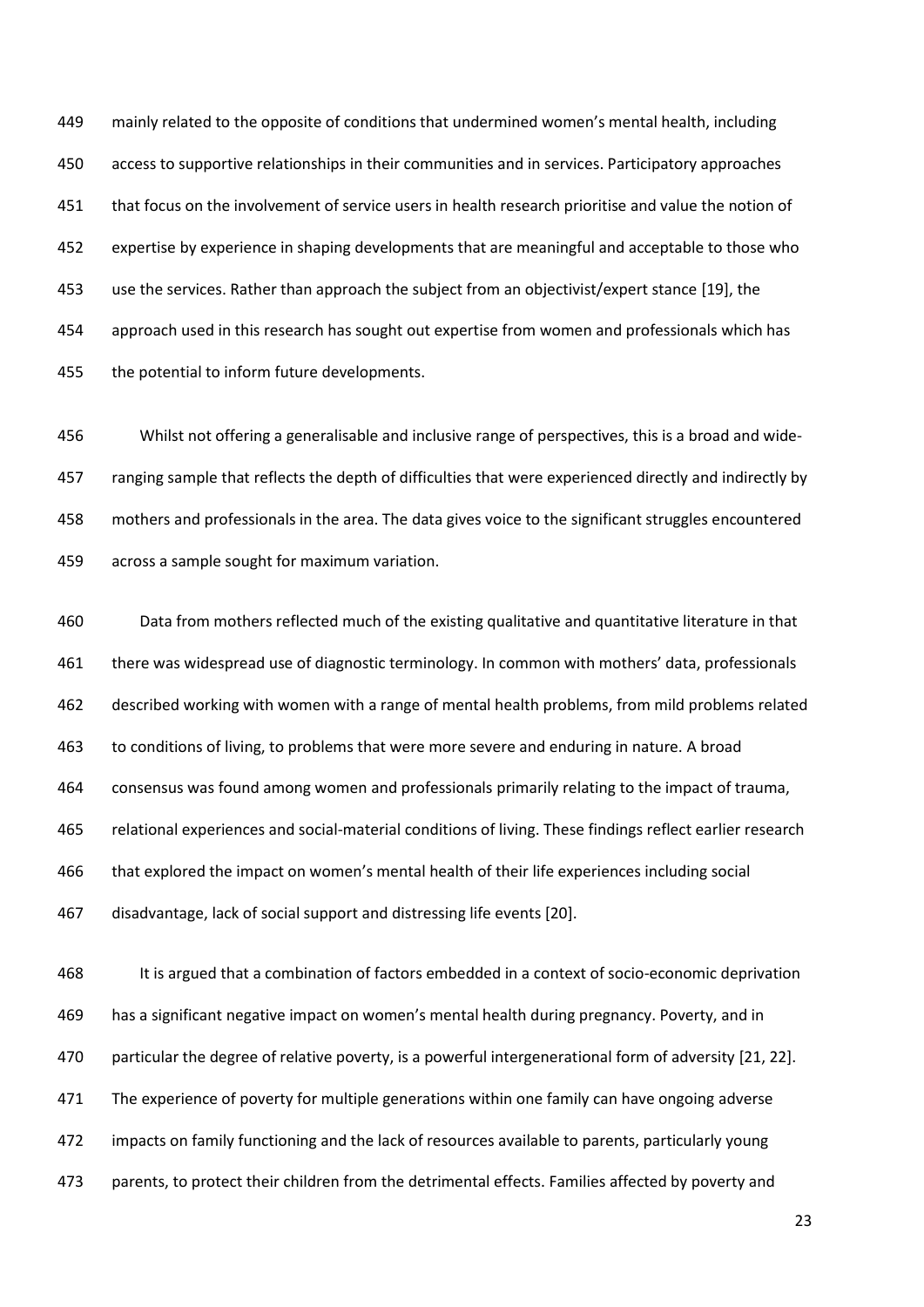mainly related to the opposite of conditions that undermined women's mental health, including access to supportive relationships in their communities and in services. Participatory approaches that focus on the involvement of service users in health research prioritise and value the notion of expertise by experience in shaping developments that are meaningful and acceptable to those who use the services. Rather than approach the subject from an objectivist/expert stance [19], the approach used in this research has sought out expertise from women and professionals which has the potential to inform future developments.

Whilst not offering a generalisable and inclusive range of perspectives, this is a broad and wide-ranging sample that reflects the depth of difficulties that were experienced directly and indirectly by mothers and professionals in the area. The data gives voice to the significant struggles encountered across a sample sought for maximum variation.

Data from mothers reflected much of the existing qualitative and quantitative literature in that there was widespread use of diagnostic terminology. In common with mothers' data, professionals described working with women with a range of mental health problems, from mild problems related to conditions of living, to problems that were more severe and enduring in nature. A broad consensus was found among women and professionals primarily relating to the impact of trauma, relational experiences and social-material conditions of living. These findings reflect earlier research that explored the impact on women's mental health of their life experiences including social disadvantage, lack of social support and distressing life events [20].

It is argued that a combination of factors embedded in a context of socio-economic deprivation has a significant negative impact on women's mental health during pregnancy. Poverty, and in particular the degree of relative poverty, is a powerful intergenerational form of adversity [21, 22]. The experience of poverty for multiple generations within one family can have ongoing adverse impacts on family functioning and the lack of resources available to parents, particularly young parents, to protect their children from the detrimental effects. Families affected by poverty and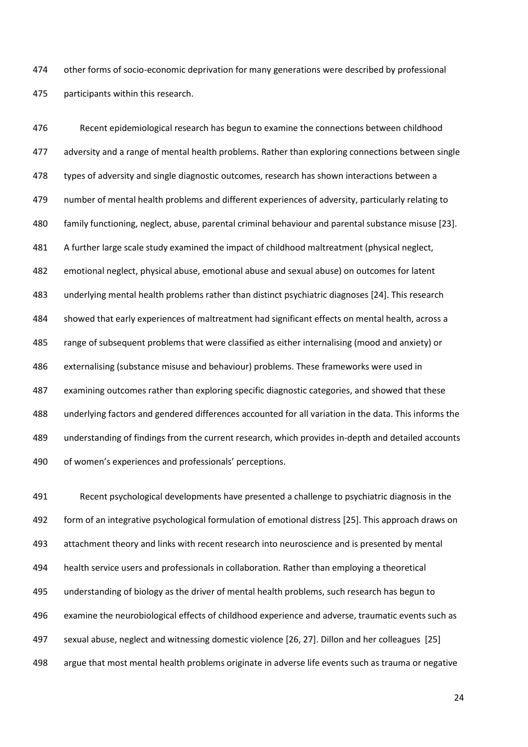other forms of socio-economic deprivation for many generations were described by professional participants within this research.

Recent epidemiological research has begun to examine the connections between childhood adversity and a range of mental health problems. Rather than exploring connections between single types of adversity and single diagnostic outcomes, research has shown interactions between a number of mental health problems and different experiences of adversity, particularly relating to family functioning, neglect, abuse, parental criminal behaviour and parental substance misuse [23]. A further large scale study examined the impact of childhood maltreatment (physical neglect, emotional neglect, physical abuse, emotional abuse and sexual abuse) on outcomes for latent underlying mental health problems rather than distinct psychiatric diagnoses [24]. This research showed that early experiences of maltreatment had significant effects on mental health, across a range of subsequent problems that were classified as either internalising (mood and anxiety) or externalising (substance misuse and behaviour) problems. These frameworks were used in examining outcomes rather than exploring specific diagnostic categories, and showed that these underlying factors and gendered differences accounted for all variation in the data. This informs the understanding of findings from the current research, which provides in-depth and detailed accounts of women's experiences and professionals' perceptions.

Recent psychological developments have presented a challenge to psychiatric diagnosis in the form of an integrative psychological formulation of emotional distress [25]. This approach draws on attachment theory and links with recent research into neuroscience and is presented by mental health service users and professionals in collaboration. Rather than employing a theoretical understanding of biology as the driver of mental health problems, such research has begun to examine the neurobiological effects of childhood experience and adverse, traumatic events such as sexual abuse, neglect and witnessing domestic violence [26, 27]. Dillon and her colleagues [25] argue that most mental health problems originate in adverse life events such as trauma or negative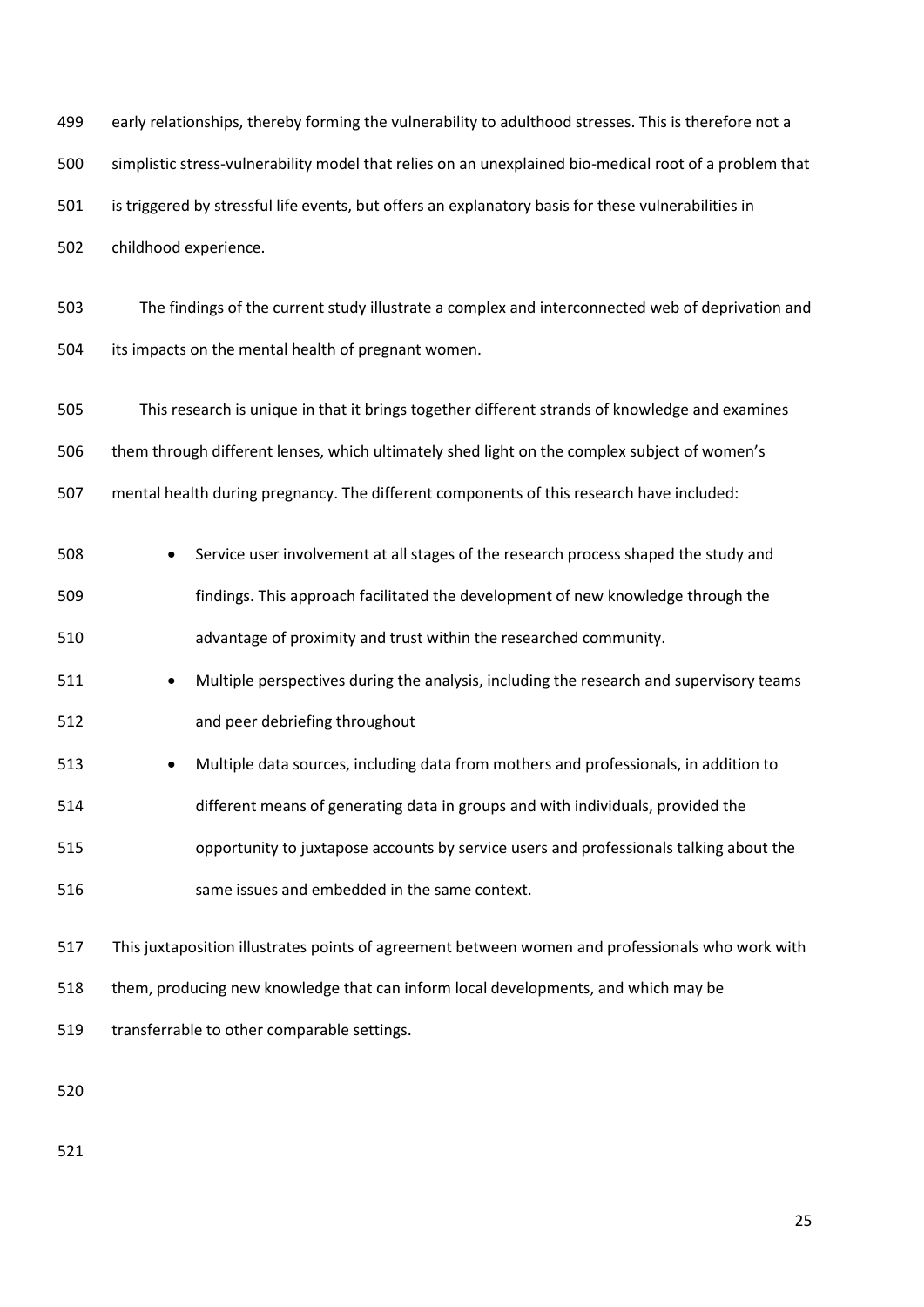early relationships, thereby forming the vulnerability to adulthood stresses. This is therefore not a simplistic stress-vulnerability model that relies on an unexplained bio-medical root of a problem that is triggered by stressful life events, but offers an explanatory basis for these vulnerabilities in childhood experience.

The findings of the current study illustrate a complex and interconnected web of deprivation and its impacts on the mental health of pregnant women.

This research is unique in that it brings together different strands of knowledge and examines them through different lenses, which ultimately shed light on the complex subject of women's mental health during pregnancy. The different components of this research have included:

- Service user involvement at all stages of the research process shaped the study and findings. This approach facilitated the development of new knowledge through the advantage of proximity and trust within the researched community.
- Multiple perspectives during the analysis, including the research and supervisory teams and peer debriefing throughout
- Multiple data sources, including data from mothers and professionals, in addition to different means of generating data in groups and with individuals, provided the opportunity to juxtapose accounts by service users and professionals talking about the same issues and embedded in the same context.

This juxtaposition illustrates points of agreement between women and professionals who work with them, producing new knowledge that can inform local developments, and which may be transferrable to other comparable settings.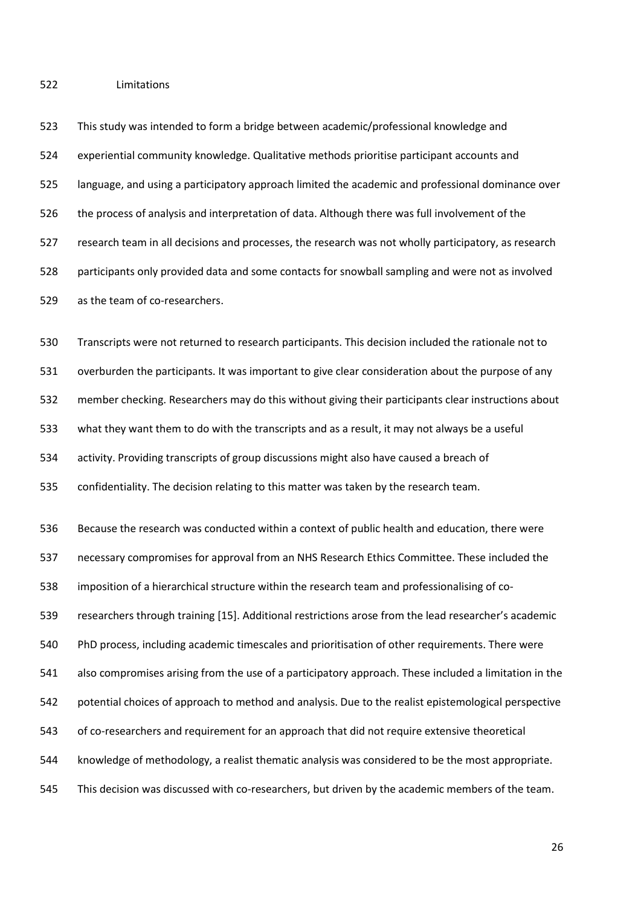## Limitations

This study was intended to form a bridge between academic/professional knowledge and experiential community knowledge. Qualitative methods prioritise participant accounts and language, and using a participatory approach limited the academic and professional dominance over the process of analysis and interpretation of data. Although there was full involvement of the research team in all decisions and processes, the research was not wholly participatory, as research participants only provided data and some contacts for snowball sampling and were not as involved as the team of co-researchers.

Transcripts were not returned to research participants. This decision included the rationale not to overburden the participants. It was important to give clear consideration about the purpose of any member checking. Researchers may do this without giving their participants clear instructions about what they want them to do with the transcripts and as a result, it may not always be a useful activity. Providing transcripts of group discussions might also have caused a breach of confidentiality. The decision relating to this matter was taken by the research team.

Because the research was conducted within a context of public health and education, there were necessary compromises for approval from an NHS Research Ethics Committee. These included the imposition of a hierarchical structure within the research team and professionalising of co-researchers through training [15]. Additional restrictions arose from the lead researcher's academic PhD process, including academic timescales and prioritisation of other requirements. There were also compromises arising from the use of a participatory approach. These included a limitation in the potential choices of approach to method and analysis. Due to the realist epistemological perspective of co-researchers and requirement for an approach that did not require extensive theoretical knowledge of methodology, a realist thematic analysis was considered to be the most appropriate. This decision was discussed with co-researchers, but driven by the academic members of the team.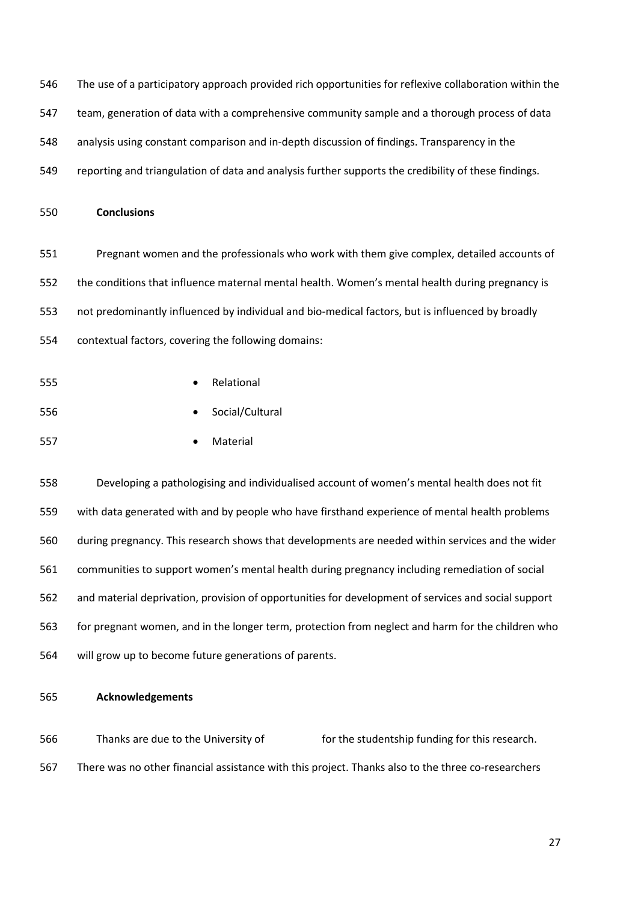The use of a participatory approach provided rich opportunities for reflexive collaboration within the team, generation of data with a comprehensive community sample and a thorough process of data analysis using constant comparison and in-depth discussion of findings. Transparency in the reporting and triangulation of data and analysis further supports the credibility of these findings.

## Conclusions

Pregnant women and the professionals who work with them give complex, detailed accounts of the conditions that influence maternal mental health. Women's mental health during pregnancy is not predominantly influenced by individual and bio-medical factors, but is influenced by broadly contextual factors, covering the following domains:

- Relational
- Social/Cultural
- Material

Developing a pathologising and individualised account of women's mental health does not fit with data generated with and by people who have firsthand experience of mental health problems during pregnancy. This research shows that developments are needed within services and the wider communities to support women's mental health during pregnancy including remediation of social and material deprivation, provision of opportunities for development of services and social support for pregnant women, and in the longer term, protection from neglect and harm for the children who will grow up to become future generations of parents.

## Acknowledgements

Thanks are due to the University of                for the studentship funding for this research. There was no other financial assistance with this project. Thanks also to the three co-researchers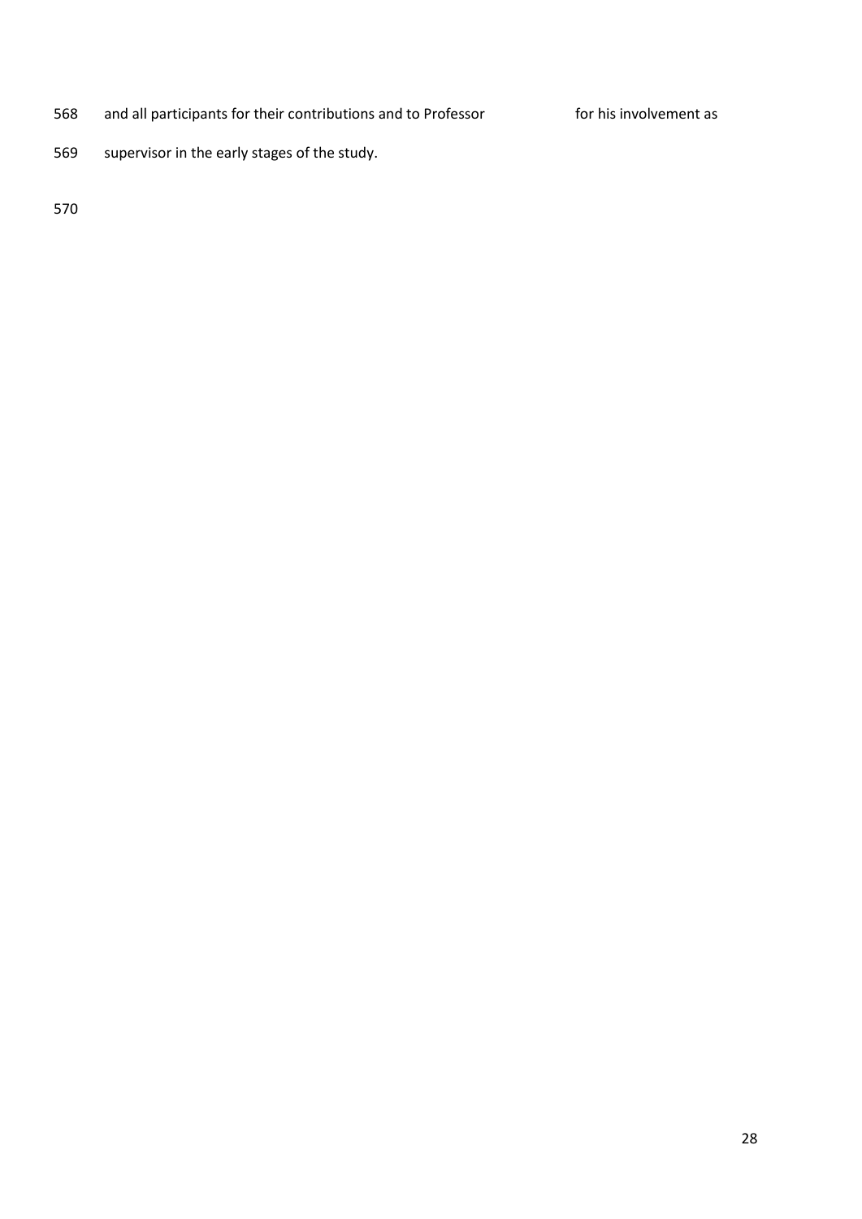and all participants for their contributions and to Professor                    for his involvement as supervisor in the early stages of the study.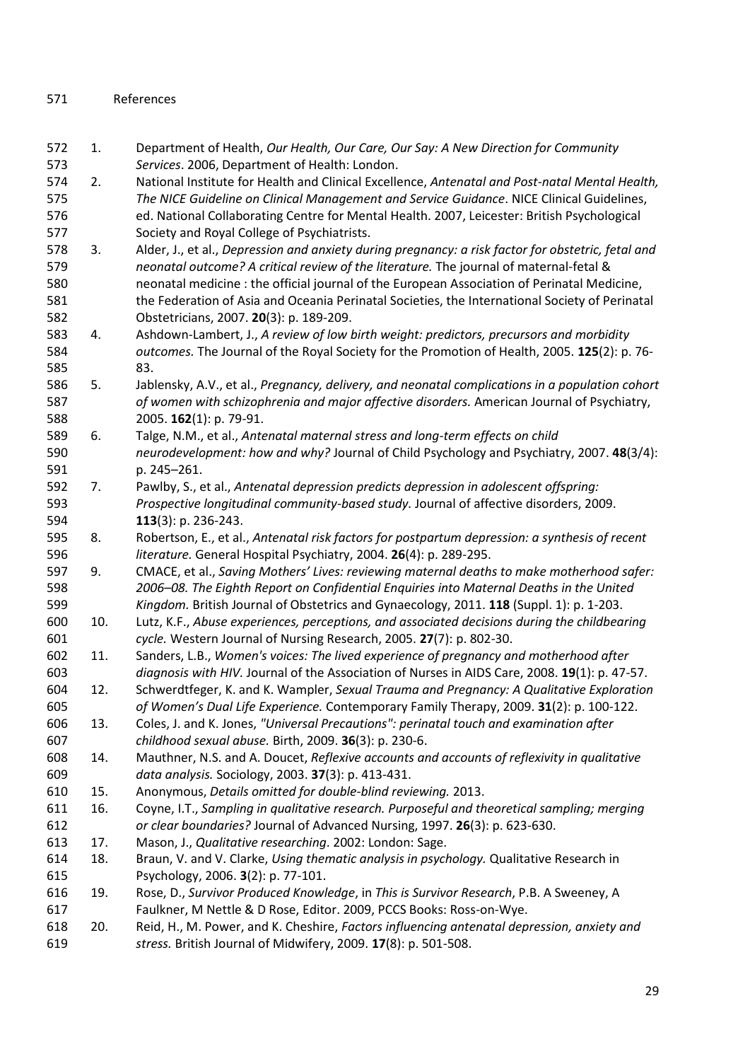References

1. Department of Health, *Our Health, Our Care, Our Say: A New Direction for Community Services*. 2006, Department of Health: London.
2. National Institute for Health and Clinical Excellence, *Antenatal and Post-natal Mental Health, The NICE Guideline on Clinical Management and Service Guidance*. NICE Clinical Guidelines, ed. National Collaborating Centre for Mental Health. 2007, Leicester: British Psychological Society and Royal College of Psychiatrists.
3. Alder, J., et al., *Depression and anxiety during pregnancy: a risk factor for obstetric, fetal and neonatal outcome? A critical review of the literature.* The journal of maternal-fetal & neonatal medicine : the official journal of the European Association of Perinatal Medicine, the Federation of Asia and Oceania Perinatal Societies, the International Society of Perinatal Obstetricians, 2007. **20**(3): p. 189-209.
4. Ashdown-Lambert, J., *A review of low birth weight: predictors, precursors and morbidity outcomes.* The Journal of the Royal Society for the Promotion of Health, 2005. **125**(2): p. 76-83.
5. Jablensky, A.V., et al., *Pregnancy, delivery, and neonatal complications in a population cohort of women with schizophrenia and major affective disorders.* American Journal of Psychiatry, 2005. **162**(1): p. 79-91.
6. Talge, N.M., et al., *Antenatal maternal stress and long-term effects on child neurodevelopment: how and why?* Journal of Child Psychology and Psychiatry, 2007. **48**(3/4): p. 245–261.
7. Pawlby, S., et al., *Antenatal depression predicts depression in adolescent offspring: Prospective longitudinal community-based study.* Journal of affective disorders, 2009. **113**(3): p. 236-243.
8. Robertson, E., et al., *Antenatal risk factors for postpartum depression: a synthesis of recent literature.* General Hospital Psychiatry, 2004. **26**(4): p. 289-295.
9. CMACE, et al., *Saving Mothers' Lives: reviewing maternal deaths to make motherhood safer: 2006–08. The Eighth Report on Confidential Enquiries into Maternal Deaths in the United Kingdom.* British Journal of Obstetrics and Gynaecology, 2011. **118** (Suppl. 1): p. 1-203.
10. Lutz, K.F., *Abuse experiences, perceptions, and associated decisions during the childbearing cycle.* Western Journal of Nursing Research, 2005. **27**(7): p. 802-30.
11. Sanders, L.B., *Women's voices: The lived experience of pregnancy and motherhood after diagnosis with HIV.* Journal of the Association of Nurses in AIDS Care, 2008. **19**(1): p. 47-57.
12. Schwerdtfeger, K. and K. Wampler, *Sexual Trauma and Pregnancy: A Qualitative Exploration of Women's Dual Life Experience.* Contemporary Family Therapy, 2009. **31**(2): p. 100-122.
13. Coles, J. and K. Jones, *"Universal Precautions": perinatal touch and examination after childhood sexual abuse.* Birth, 2009. **36**(3): p. 230-6.
14. Mauthner, N.S. and A. Doucet, *Reflexive accounts and accounts of reflexivity in qualitative data analysis.* Sociology, 2003. **37**(3): p. 413-431.
15. Anonymous, *Details omitted for double-blind reviewing.* 2013.
16. Coyne, I.T., *Sampling in qualitative research. Purposeful and theoretical sampling; merging or clear boundaries?* Journal of Advanced Nursing, 1997. **26**(3): p. 623-630.
17. Mason, J., *Qualitative researching*. 2002: London: Sage.
18. Braun, V. and V. Clarke, *Using thematic analysis in psychology.* Qualitative Research in Psychology, 2006. **3**(2): p. 77-101.
19. Rose, D., *Survivor Produced Knowledge*, in *This is Survivor Research*, P.B. A Sweeney, A Faulkner, M Nettle & D Rose, Editor. 2009, PCCS Books: Ross-on-Wye.
20. Reid, H., M. Power, and K. Cheshire, *Factors influencing antenatal depression, anxiety and stress.* British Journal of Midwifery, 2009. **17**(8): p. 501-508.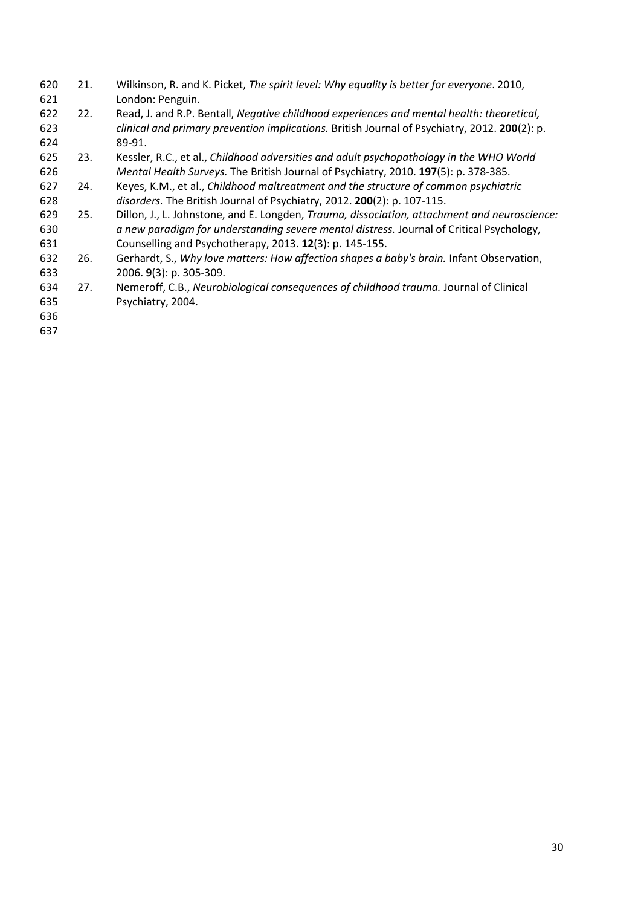21. Wilkinson, R. and K. Picket, *The spirit level: Why equality is better for everyone*. 2010, London: Penguin.
22. Read, J. and R.P. Bentall, *Negative childhood experiences and mental health: theoretical, clinical and primary prevention implications.* British Journal of Psychiatry, 2012. **200**(2): p. 89-91.
23. Kessler, R.C., et al., *Childhood adversities and adult psychopathology in the WHO World Mental Health Surveys.* The British Journal of Psychiatry, 2010. **197**(5): p. 378-385.
24. Keyes, K.M., et al., *Childhood maltreatment and the structure of common psychiatric disorders.* The British Journal of Psychiatry, 2012. **200**(2): p. 107-115.
25. Dillon, J., L. Johnstone, and E. Longden, *Trauma, dissociation, attachment and neuroscience: a new paradigm for understanding severe mental distress.* Journal of Critical Psychology, Counselling and Psychotherapy, 2013. **12**(3): p. 145-155.
26. Gerhardt, S., *Why love matters: How affection shapes a baby's brain.* Infant Observation, 2006. **9**(3): p. 305-309.
27. Nemeroff, C.B., *Neurobiological consequences of childhood trauma.* Journal of Clinical Psychiatry, 2004.